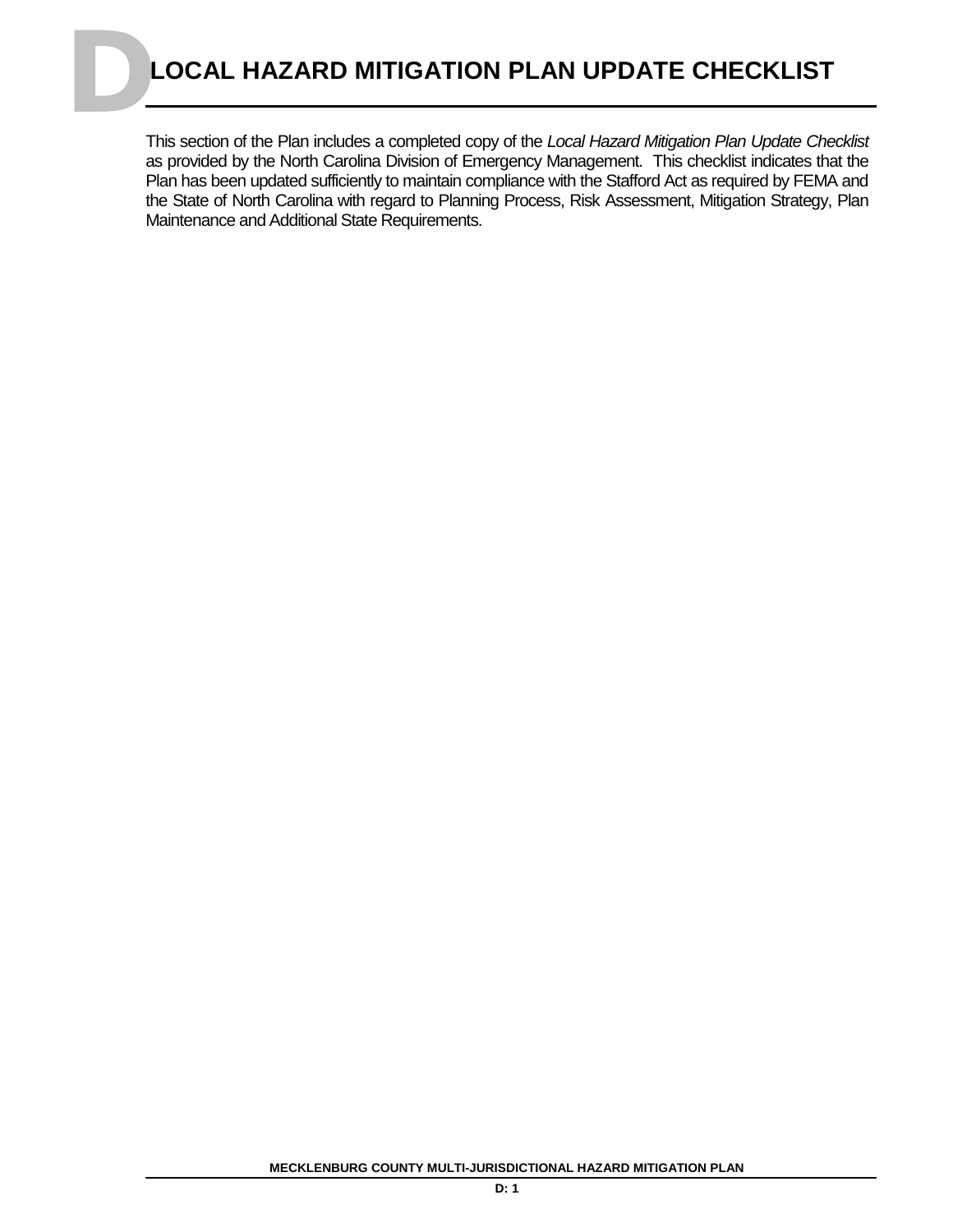# D LOCAL HAZARD MITIGATION PLAN UPDATE CHECKLIST

This section of the Plan includes a completed copy of the *Local Hazard Mitigation Plan Update Checklist* as provided by the North Carolina Division of Emergency Management. This checklist indicates that the Plan has been updated sufficiently to maintain compliance with the Stafford Act as required by FEMA and the State of North Carolina with regard to Planning Process, Risk Assessment, Mitigation Strategy, Plan Maintenance and Additional State Requirements.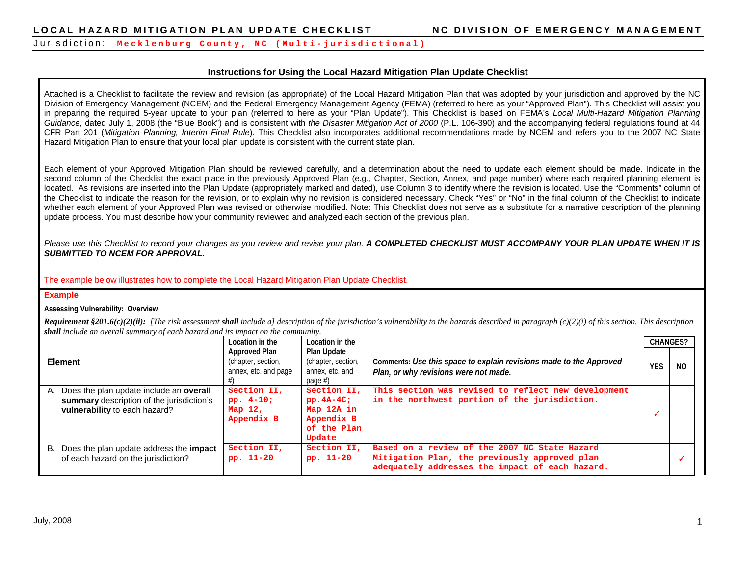LOCAL HAZARD MITIGATION PLAN UPDATE CHECKLIST — NC DIVISION OF EMERGENCY MANAGEMENT

Jurisdiction: **Mecklenburg County, NC (Multi-jurisdictional)**

### Instructions for Using the Local Hazard Mitigation Plan Update Checklist

Attached is a Checklist to facilitate the review and revision (as appropriate) of the Local Hazard Mitigation Plan that was adopted by your jurisdiction and approved by the NC Division of Emergency Management (NCEM) and the Federal Emergency Management Agency (FEMA) (referred to here as your "Approved Plan"). This Checklist will assist you in preparing the required 5-year update to your plan (referred to here as your "Plan Update"). This Checklist is based on FEMA's *Local Multi-Hazard Mitigation Planning Guidance,* dated July 1, 2008 (the "Blue Book") and is consistent with *the Disaster Mitigation Act of 2000* (P.L. 106-390) and the accompanying federal regulations found at 44 CFR Part 201 (*Mitigation Planning, Interim Final Rule*). This Checklist also incorporates additional recommendations made by NCEM and refers you to the 2007 NC State Hazard Mitigation Plan to ensure that your local plan update is consistent with the current state plan.

Each element of your Approved Mitigation Plan should be reviewed carefully, and a determination about the need to update each element should be made. Indicate in the second column of the Checklist the exact place in the previously Approved Plan (e.g., Chapter, Section, Annex, and page number) where each required planning element is located. As revisions are inserted into the Plan Update (appropriately marked and dated), use Column 3 to identify where the revision is located. Use the "Comments" column of the Checklist to indicate the reason for the revision, or to explain why no revision is considered necessary. Check "Yes" or "No" in the final column of the Checklist to indicate whether each element of your Approved Plan was revised or otherwise modified. Note: This Checklist does not serve as a substitute for a narrative description of the planning update process. You must describe how your community reviewed and analyzed each section of the previous plan.

*Please use this Checklist to record your changes as you review and revise your plan.* ***A COMPLETED CHECKLIST MUST ACCOMPANY YOUR PLAN UPDATE WHEN IT IS SUBMITTED TO NCEM FOR APPROVAL.***

The example below illustrates how to complete the Local Hazard Mitigation Plan Update Checklist.

**Example**

**Assessing Vulnerability: Overview**

***Requirement §201.6(c)(2)(ii):*** *[The risk assessment* ***shall*** *include a] description of the jurisdiction's vulnerability to the hazards described in paragraph (c)(2)(i) of this section. This description* ***shall*** *include an overall summary of each hazard and its impact on the community.*

| Element | Location in the Approved Plan (chapter, section, annex, etc. and page #) | Location in the Plan Update (chapter, section, annex, etc. and page #) | Comments: *Use this space to explain revisions made to the Approved Plan, or why revisions were not made.* | CHANGES? | |
|---|---|---|---|---|---|
| | | | | YES | NO |
| A. Does the plan update include an **overall summary** description of the jurisdiction's **vulnerability** to each hazard? | Section II, pp. 4-10; Map 12, Appendix B | Section II, pp.4A-4C; Map 12A in Appendix B of the Plan Update | This section was revised to reflect new development in the northwest portion of the jurisdiction. | ✓ | |
| B. Does the plan update address the **impact** of each hazard on the jurisdiction? | Section II, pp. 11-20 | Section II, pp. 11-20 | Based on a review of the 2007 NC State Hazard Mitigation Plan, the previously approved plan adequately addresses the impact of each hazard. | | ✓ |

July, 2008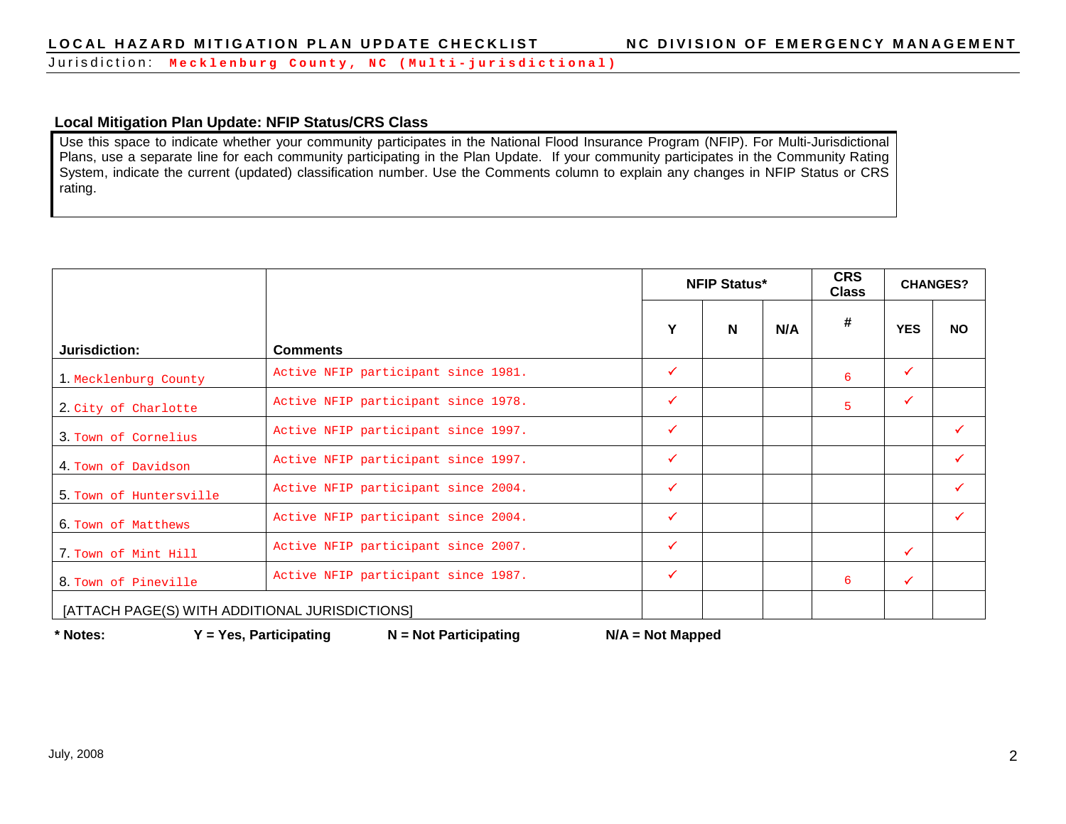LOCAL HAZARD MITIGATION PLAN UPDATE CHECKLIST NC DIVISION OF EMERGENCY MANAGEMENT

Jurisdiction: Mecklenburg County, NC (Multi-jurisdictional)

## Local Mitigation Plan Update: NFIP Status/CRS Class

Use this space to indicate whether your community participates in the National Flood Insurance Program (NFIP). For Multi-Jurisdictional Plans, use a separate line for each community participating in the Plan Update. If your community participates in the Community Rating System, indicate the current (updated) classification number. Use the Comments column to explain any changes in NFIP Status or CRS rating.

| Jurisdiction: | Comments | NFIP Status* | | | CRS Class | CHANGES? | |
|---|---|---|---|---|---|---|---|
| | | Y | N | N/A | # | YES | NO |
| 1. Mecklenburg County | Active NFIP participant since 1981. | ✓ | | | 6 | ✓ | |
| 2. City of Charlotte | Active NFIP participant since 1978. | ✓ | | | 5 | ✓ | |
| 3. Town of Cornelius | Active NFIP participant since 1997. | ✓ | | | | | ✓ |
| 4. Town of Davidson | Active NFIP participant since 1997. | ✓ | | | | | ✓ |
| 5. Town of Huntersville | Active NFIP participant since 2004. | ✓ | | | | | ✓ |
| 6. Town of Matthews | Active NFIP participant since 2004. | ✓ | | | | | ✓ |
| 7. Town of Mint Hill | Active NFIP participant since 2007. | ✓ | | | | ✓ | |
| 8. Town of Pineville | Active NFIP participant since 1987. | ✓ | | | 6 | ✓ | |
| [ATTACH PAGE(S) WITH ADDITIONAL JURISDICTIONS] | | | | | | | |

**\* Notes:** **Y = Yes, Participating** **N = Not Participating** **N/A = Not Mapped**

July, 2008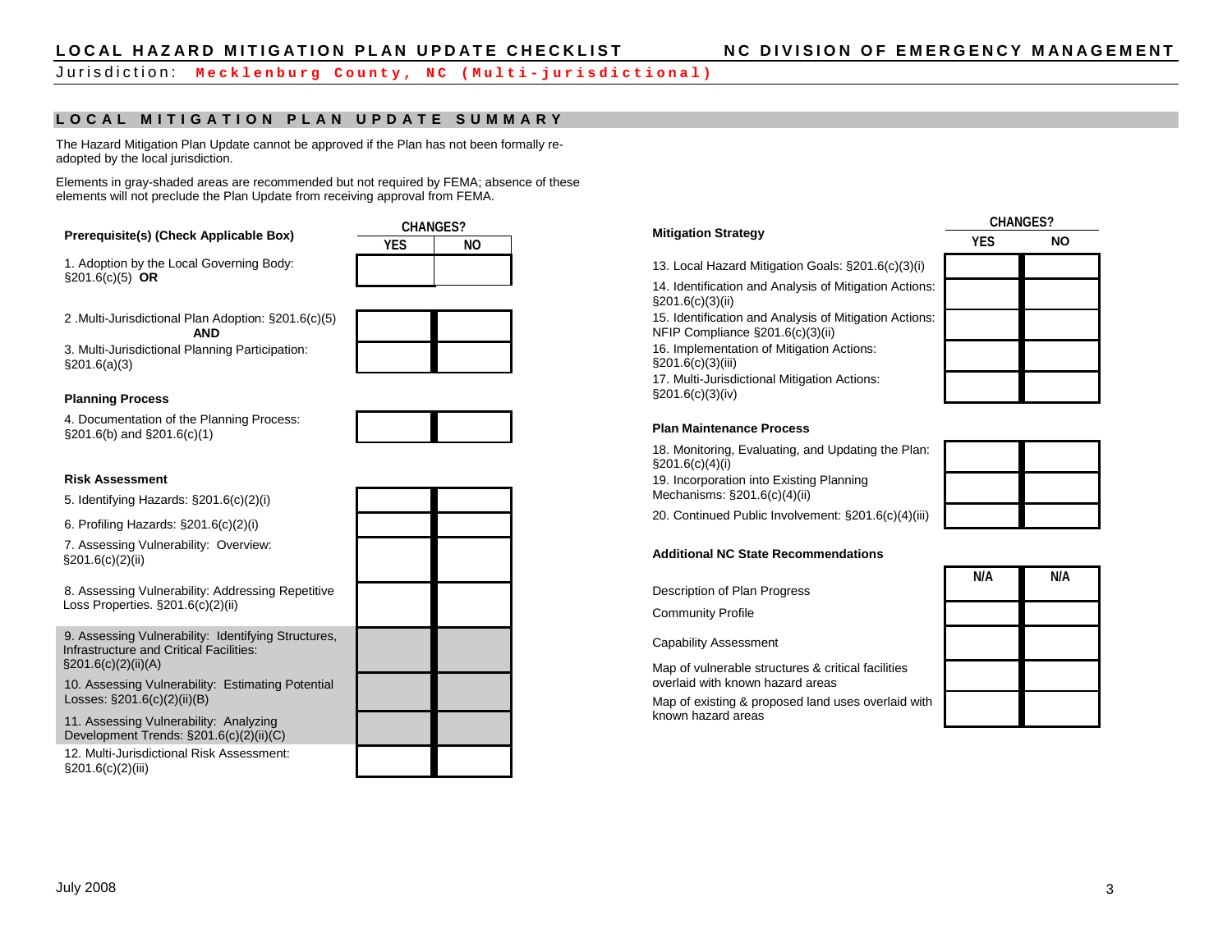# LOCAL HAZARD MITIGATION PLAN UPDATE CHECKLIST

**NC DIVISION OF EMERGENCY MANAGEMENT**

Jurisdiction: **Mecklenburg County, NC (Multi-jurisdictional)**

## LOCAL MITIGATION PLAN UPDATE SUMMARY

The Hazard Mitigation Plan Update cannot be approved if the Plan has not been formally re-adopted by the local jurisdiction.

Elements in gray-shaded areas are recommended but not required by FEMA; absence of these elements will not preclude the Plan Update from receiving approval from FEMA.

| Prerequisite(s) (Check Applicable Box) | CHANGES? YES | CHANGES? NO |
|---|---|---|
| 1. Adoption by the Local Governing Body: §201.6(c)(5) **OR** | | |
| 2 .Multi-Jurisdictional Plan Adoption: §201.6(c)(5) **AND** | | |
| 3. Multi-Jurisdictional Planning Participation: §201.6(a)(3) | | |
| **Planning Process** | | |
| 4. Documentation of the Planning Process: §201.6(b) and §201.6(c)(1) | | |
| **Risk Assessment** | | |
| 5. Identifying Hazards: §201.6(c)(2)(i) | | |
| 6. Profiling Hazards: §201.6(c)(2)(i) | | |
| 7. Assessing Vulnerability: Overview: §201.6(c)(2)(ii) | | |
| 8. Assessing Vulnerability: Addressing Repetitive Loss Properties. §201.6(c)(2)(ii) | | |
| 9. Assessing Vulnerability: Identifying Structures, Infrastructure and Critical Facilities: §201.6(c)(2)(ii)(A) | | |
| 10. Assessing Vulnerability: Estimating Potential Losses: §201.6(c)(2)(ii)(B) | | |
| 11. Assessing Vulnerability: Analyzing Development Trends: §201.6(c)(2)(ii)(C) | | |
| 12. Multi-Jurisdictional Risk Assessment: §201.6(c)(2)(iii) | | |

| Mitigation Strategy | CHANGES? YES | CHANGES? NO |
|---|---|---|
| 13. Local Hazard Mitigation Goals: §201.6(c)(3)(i) | | |
| 14. Identification and Analysis of Mitigation Actions: §201.6(c)(3)(ii) | | |
| 15. Identification and Analysis of Mitigation Actions: NFIP Compliance §201.6(c)(3)(ii) | | |
| 16. Implementation of Mitigation Actions: §201.6(c)(3)(iii) | | |
| 17. Multi-Jurisdictional Mitigation Actions: §201.6(c)(3)(iv) | | |
| **Plan Maintenance Process** | | |
| 18. Monitoring, Evaluating, and Updating the Plan: §201.6(c)(4)(i) | | |
| 19. Incorporation into Existing Planning Mechanisms: §201.6(c)(4)(ii) | | |
| 20. Continued Public Involvement: §201.6(c)(4)(iii) | | |

| Additional NC State Recommendations | N/A | N/A |
|---|---|---|
| Description of Plan Progress | | |
| Community Profile | | |
| Capability Assessment | | |
| Map of vulnerable structures & critical facilities overlaid with known hazard areas | | |
| Map of existing & proposed land uses overlaid with known hazard areas | | |

July 2008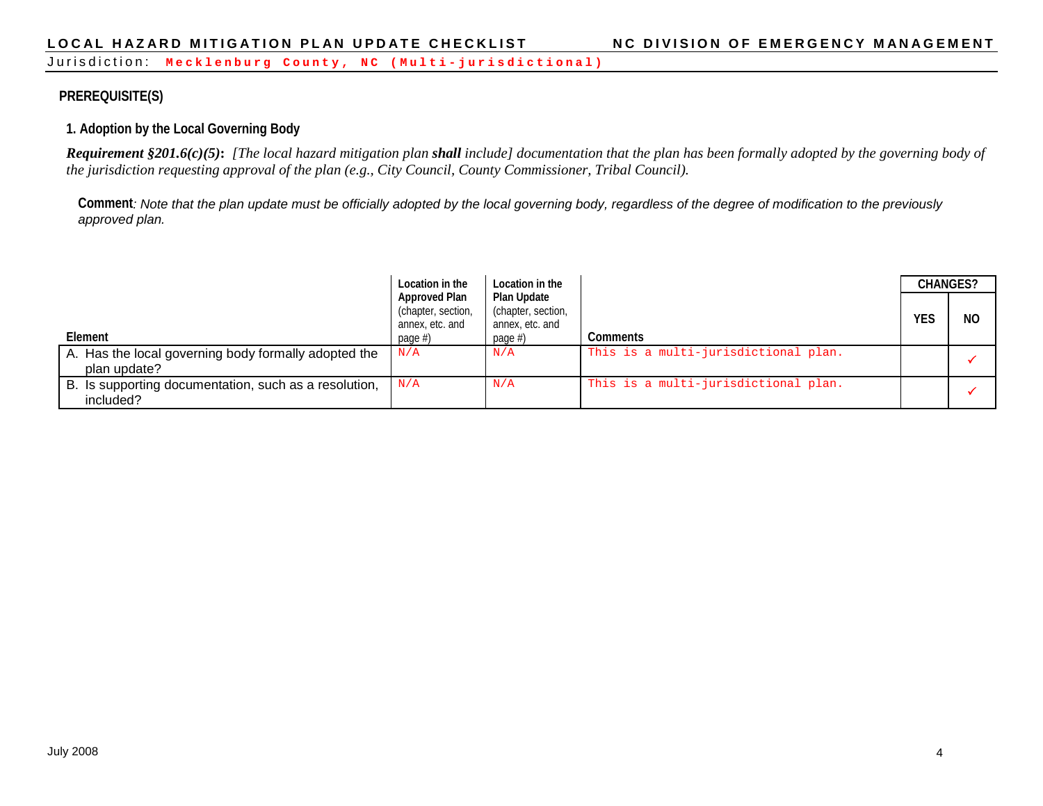Jurisdiction: **Mecklenburg County, NC (Multi-jurisdictional)**

## PREREQUISITE(S)

### 1. Adoption by the Local Governing Body

***Requirement §201.6(c)(5):*** *[The local hazard mitigation plan **shall** include] documentation that the plan has been formally adopted by the governing body of the jurisdiction requesting approval of the plan (e.g., City Council, County Commissioner, Tribal Council).*

**Comment***: Note that the plan update must be officially adopted by the local governing body, regardless of the degree of modification to the previously approved plan.*

| Element | Location in the Approved Plan (chapter, section, annex, etc. and page #) | Location in the Plan Update (chapter, section, annex, etc. and page #) | Comments | CHANGES? | |
|---|---|---|---|---|---|
| | | | | YES | NO |
| A. Has the local governing body formally adopted the plan update? | N/A | N/A | This is a multi-jurisdictional plan. | | ✓ |
| B. Is supporting documentation, such as a resolution, included? | N/A | N/A | This is a multi-jurisdictional plan. | | ✓ |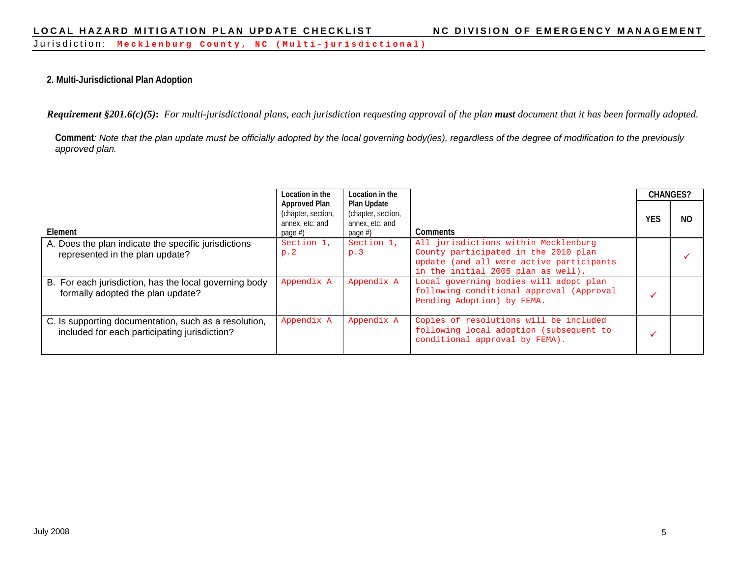Jurisdiction: **Mecklenburg County, NC (Multi-jurisdictional)**

## 2. Multi-Jurisdictional Plan Adoption

***Requirement §201.6(c)(5):*** *For multi-jurisdictional plans, each jurisdiction requesting approval of the plan* ***must*** *document that it has been formally adopted.*

**Comment**: *Note that the plan update must be officially adopted by the local governing body(ies), regardless of the degree of modification to the previously approved plan.*

| Element | Location in the Approved Plan (chapter, section, annex, etc. and page #) | Location in the Plan Update (chapter, section, annex, etc. and page #) | Comments | CHANGES? | |
|---|---|---|---|---|---|
| | | | | YES | NO |
| A. Does the plan indicate the specific jurisdictions represented in the plan update? | Section 1, p.2 | Section 1, p.3 | All jurisdictions within Mecklenburg County participated in the 2010 plan update (and all were active participants in the initial 2005 plan as well). | | ✓ |
| B. For each jurisdiction, has the local governing body formally adopted the plan update? | Appendix A | Appendix A | Local governing bodies will adopt plan following conditional approval (Approval Pending Adoption) by FEMA. | ✓ | |
| C. Is supporting documentation, such as a resolution, included for each participating jurisdiction? | Appendix A | Appendix A | Copies of resolutions will be included following local adoption (subsequent to conditional approval by FEMA). | ✓ | |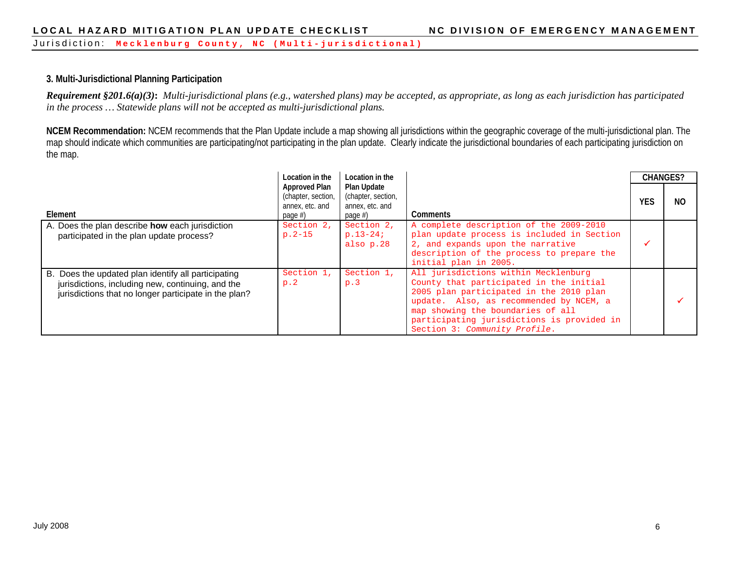Jurisdiction: **Mecklenburg County, NC (Multi-jurisdictional)**

### 3. Multi-Jurisdictional Planning Participation

***Requirement §201.6(a)(3)*:** *Multi-jurisdictional plans (e.g., watershed plans) may be accepted, as appropriate, as long as each jurisdiction has participated in the process … Statewide plans will not be accepted as multi-jurisdictional plans.*

**NCEM Recommendation:** NCEM recommends that the Plan Update include a map showing all jurisdictions within the geographic coverage of the multi-jurisdictional plan. The map should indicate which communities are participating/not participating in the plan update. Clearly indicate the jurisdictional boundaries of each participating jurisdiction on the map.

| Element | Location in the Approved Plan (chapter, section, annex, etc. and page #) | Location in the Plan Update (chapter, section, annex, etc. and page #) | Comments | CHANGES? | |
|---|---|---|---|---|---|
| | | | | YES | NO |
| A. Does the plan describe **how** each jurisdiction participated in the plan update process? | Section 2, p.2-15 | Section 2, p.13-24; also p.28 | A complete description of the 2009-2010 plan update process is included in Section 2, and expands upon the narrative description of the process to prepare the initial plan in 2005. | ✓ | |
| B. Does the updated plan identify all participating jurisdictions, including new, continuing, and the jurisdictions that no longer participate in the plan? | Section 1, p.2 | Section 1, p.3 | All jurisdictions within Mecklenburg County that participated in the initial 2005 plan participated in the 2010 plan update. Also, as recommended by NCEM, a map showing the boundaries of all participating jurisdictions is provided in Section 3: *Community Profile*. | | ✓ |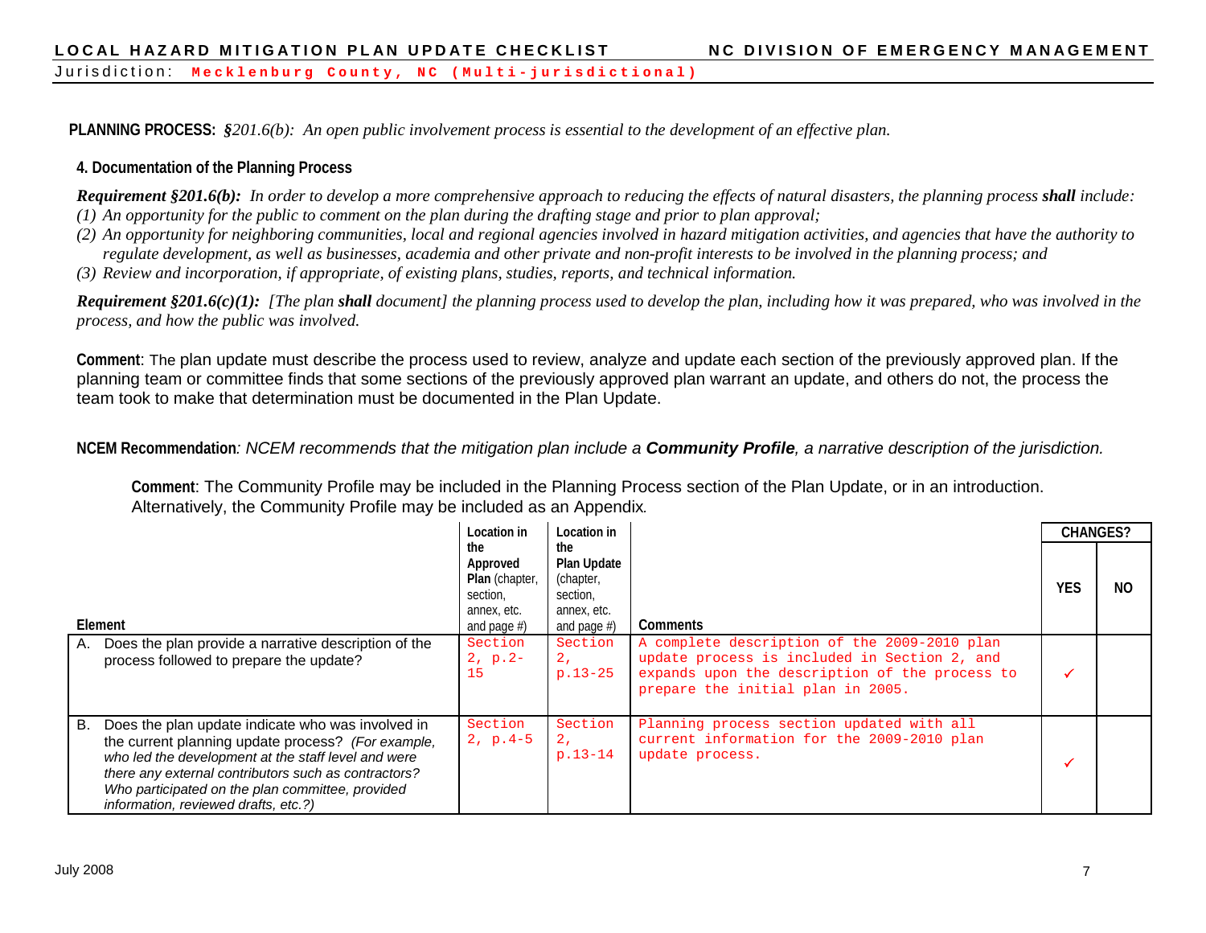Jurisdiction: **Mecklenburg County, NC (Multi-jurisdictional)**

**PLANNING PROCESS:** *§201.6(b): An open public involvement process is essential to the development of an effective plan.*

### 4. Documentation of the Planning Process

***Requirement §201.6(b):*** *In order to develop a more comprehensive approach to reducing the effects of natural disasters, the planning process **shall** include:*

*(1) An opportunity for the public to comment on the plan during the drafting stage and prior to plan approval;*

*(2) An opportunity for neighboring communities, local and regional agencies involved in hazard mitigation activities, and agencies that have the authority to regulate development, as well as businesses, academia and other private and non-profit interests to be involved in the planning process; and*

*(3) Review and incorporation, if appropriate, of existing plans, studies, reports, and technical information.*

***Requirement §201.6(c)(1):*** *[The plan **shall** document] the planning process used to develop the plan, including how it was prepared, who was involved in the process, and how the public was involved.*

**Comment**: The plan update must describe the process used to review, analyze and update each section of the previously approved plan. If the planning team or committee finds that some sections of the previously approved plan warrant an update, and others do not, the process the team took to make that determination must be documented in the Plan Update.

**NCEM Recommendation***: NCEM recommends that the mitigation plan include a **Community Profile**, a narrative description of the jurisdiction.*

**Comment**: The Community Profile may be included in the Planning Process section of the Plan Update, or in an introduction. Alternatively, the Community Profile may be included as an Appendix.

| Element | Location in the Approved Plan (chapter, section, annex, etc. and page #) | Location in the Plan Update (chapter, section, annex, etc. and page #) | Comments | CHANGES? | |
|---|---|---|---|---|---|
| | | | | YES | NO |
| A. Does the plan provide a narrative description of the process followed to prepare the update? | Section 2, p.2-15 | Section 2, p.13-25 | A complete description of the 2009-2010 plan update process is included in Section 2, and expands upon the description of the process to prepare the initial plan in 2005. | ✓ | |
| B. Does the plan update indicate who was involved in the current planning update process? *(For example, who led the development at the staff level and were there any external contributors such as contractors? Who participated on the plan committee, provided information, reviewed drafts, etc.?)* | Section 2, p.4-5 | Section 2, p.13-14 | Planning process section updated with all current information for the 2009-2010 plan update process. | ✓ | |

July 2008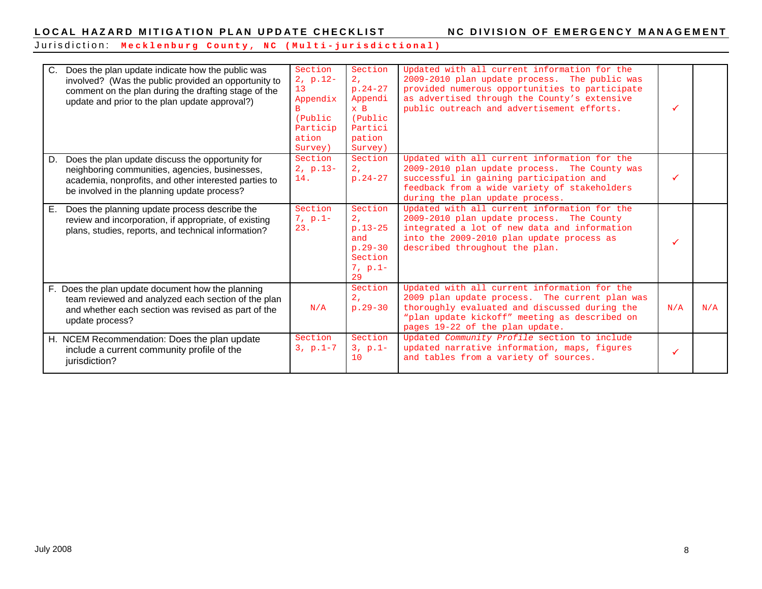Jurisdiction: **Mecklenburg County, NC (Multi-jurisdictional)**

| | | | | | |
|---|---|---|---|---|---|
| C. Does the plan update indicate how the public was involved? (Was the public provided an opportunity to comment on the plan during the drafting stage of the update and prior to the plan update approval?) | Section 2, p.12-13 Appendix B (Public Participation Survey) | Section 2, p.24-27 Appendix B (Public Participation Survey) | Updated with all current information for the 2009-2010 plan update process. The public was provided numerous opportunities to participate as advertised through the County's extensive public outreach and advertisement efforts. | ✓ | |
| D. Does the plan update discuss the opportunity for neighboring communities, agencies, businesses, academia, nonprofits, and other interested parties to be involved in the planning update process? | Section 2, p.13-14. | Section 2, p.24-27 | Updated with all current information for the 2009-2010 plan update process. The County was successful in gaining participation and feedback from a wide variety of stakeholders during the plan update process. | ✓ | |
| E. Does the planning update process describe the review and incorporation, if appropriate, of existing plans, studies, reports, and technical information? | Section 7, p.1-23. | Section 2, p.13-25 and p.29-30 Section 7, p.1-29 | Updated with all current information for the 2009-2010 plan update process. The County integrated a lot of new data and information into the 2009-2010 plan update process as described throughout the plan. | ✓ | |
| F. Does the plan update document how the planning team reviewed and analyzed each section of the plan and whether each section was revised as part of the update process? | N/A | Section 2, p.29-30 | Updated with all current information for the 2009 plan update process. The current plan was thoroughly evaluated and discussed during the "plan update kickoff" meeting as described on pages 19-22 of the plan update. | N/A | N/A |
| H. NCEM Recommendation: Does the plan update include a current community profile of the jurisdiction? | Section 3, p.1-7 | Section 3, p.1-10 | Updated *Community Profile* section to include updated narrative information, maps, figures and tables from a variety of sources. | ✓ | |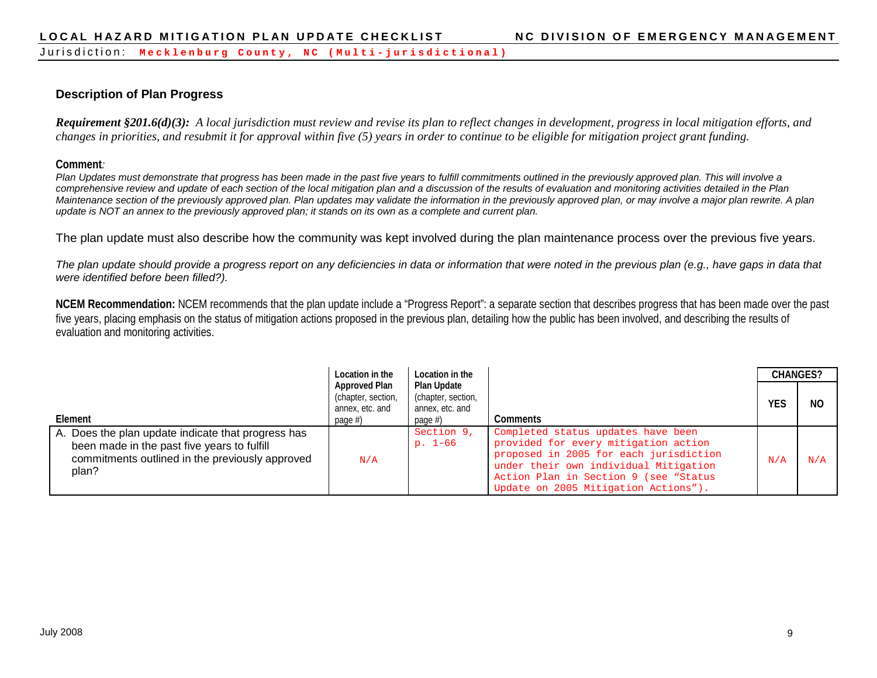## Description of Plan Progress

***Requirement §201.6(d)(3):*** *A local jurisdiction must review and revise its plan to reflect changes in development, progress in local mitigation efforts, and changes in priorities, and resubmit it for approval within five (5) years in order to continue to be eligible for mitigation project grant funding.*

**Comment***:*

*Plan Updates must demonstrate that progress has been made in the past five years to fulfill commitments outlined in the previously approved plan. This will involve a comprehensive review and update of each section of the local mitigation plan and a discussion of the results of evaluation and monitoring activities detailed in the Plan Maintenance section of the previously approved plan. Plan updates may validate the information in the previously approved plan, or may involve a major plan rewrite. A plan update is NOT an annex to the previously approved plan; it stands on its own as a complete and current plan.*

The plan update must also describe how the community was kept involved during the plan maintenance process over the previous five years.

*The plan update should provide a progress report on any deficiencies in data or information that were noted in the previous plan (e.g., have gaps in data that were identified before been filled?).*

**NCEM Recommendation:** NCEM recommends that the plan update include a "Progress Report": a separate section that describes progress that has been made over the past five years, placing emphasis on the status of mitigation actions proposed in the previous plan, detailing how the public has been involved, and describing the results of evaluation and monitoring activities.

| Element | Location in the Approved Plan (chapter, section, annex, etc. and page #) | Location in the Plan Update (chapter, section, annex, etc. and page #) | Comments | CHANGES? | |
|---|---|---|---|---|---|
| | | | | YES | NO |
| A. Does the plan update indicate that progress has been made in the past five years to fulfill commitments outlined in the previously approved plan? | N/A | Section 9, p. 1-66 | Completed status updates have been provided for every mitigation action proposed in 2005 for each jurisdiction under their own individual Mitigation Action Plan in Section 9 (see "Status Update on 2005 Mitigation Actions"). | N/A | N/A |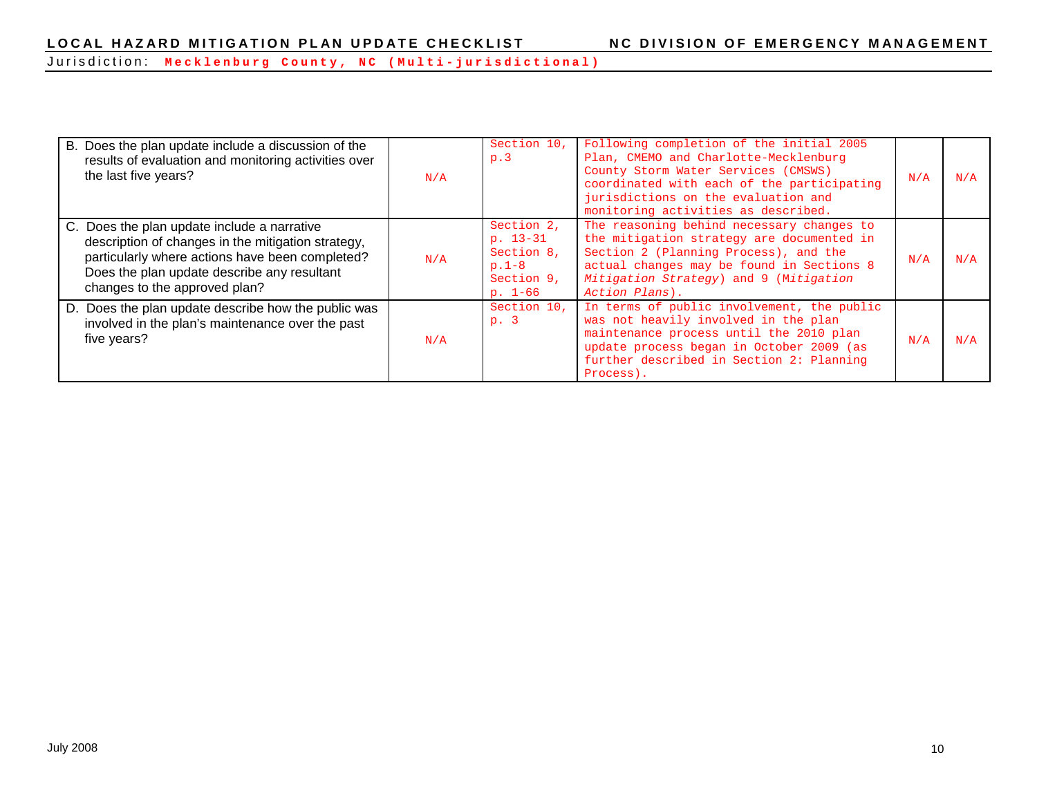Jurisdiction: **Mecklenburg County, NC (Multi-jurisdictional)**

| | | | | | |
|---|---|---|---|---|---|
| B. Does the plan update include a discussion of the results of evaluation and monitoring activities over the last five years? | N/A | Section 10, p.3 | Following completion of the initial 2005 Plan, CMEMO and Charlotte-Mecklenburg County Storm Water Services (CMSWS) coordinated with each of the participating jurisdictions on the evaluation and monitoring activities as described. | N/A | N/A |
| C. Does the plan update include a narrative description of changes in the mitigation strategy, particularly where actions have been completed? Does the plan update describe any resultant changes to the approved plan? | N/A | Section 2, p. 13-31 Section 8, p.1-8 Section 9, p. 1-66 | The reasoning behind necessary changes to the mitigation strategy are documented in Section 2 (Planning Process), and the actual changes may be found in Sections 8 *Mitigation Strategy*) and 9 (M*itigation Action Plans*). | N/A | N/A |
| D. Does the plan update describe how the public was involved in the plan's maintenance over the past five years? | N/A | Section 10, p. 3 | In terms of public involvement, the public was not heavily involved in the plan maintenance process until the 2010 plan update process began in October 2009 (as further described in Section 2: Planning Process). | N/A | N/A |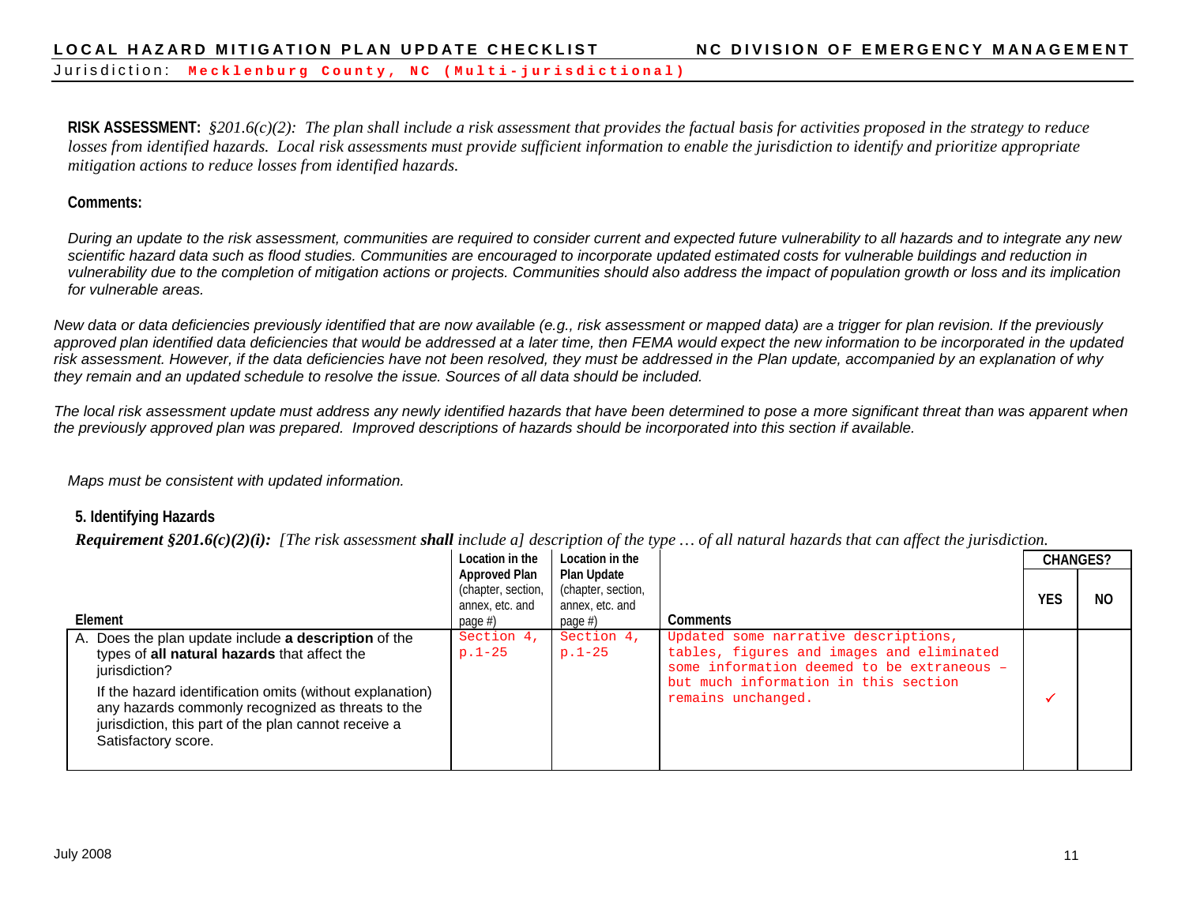**RISK ASSESSMENT:** *§201.6(c)(2): The plan shall include a risk assessment that provides the factual basis for activities proposed in the strategy to reduce losses from identified hazards. Local risk assessments must provide sufficient information to enable the jurisdiction to identify and prioritize appropriate mitigation actions to reduce losses from identified hazards.*

**Comments:**

*During an update to the risk assessment, communities are required to consider current and expected future vulnerability to all hazards and to integrate any new scientific hazard data such as flood studies. Communities are encouraged to incorporate updated estimated costs for vulnerable buildings and reduction in vulnerability due to the completion of mitigation actions or projects. Communities should also address the impact of population growth or loss and its implication for vulnerable areas.*

*New data or data deficiencies previously identified that are now available (e.g., risk assessment or mapped data) are a trigger for plan revision. If the previously approved plan identified data deficiencies that would be addressed at a later time, then FEMA would expect the new information to be incorporated in the updated risk assessment. However, if the data deficiencies have not been resolved, they must be addressed in the Plan update, accompanied by an explanation of why they remain and an updated schedule to resolve the issue. Sources of all data should be included.*

*The local risk assessment update must address any newly identified hazards that have been determined to pose a more significant threat than was apparent when the previously approved plan was prepared. Improved descriptions of hazards should be incorporated into this section if available.*

*Maps must be consistent with updated information.*

### 5. Identifying Hazards

***Requirement §201.6(c)(2)(i):*** *[The risk assessment **shall** include a] description of the type … of all natural hazards that can affect the jurisdiction.*

| Element | Location in the Approved Plan (chapter, section, annex, etc. and page #) | Location in the Plan Update (chapter, section, annex, etc. and page #) | Comments | CHANGES? | |
|---|---|---|---|---|---|
| | | | | YES | NO |
| A. Does the plan update include **a description** of the types of **all natural hazards** that affect the jurisdiction? If the hazard identification omits (without explanation) any hazards commonly recognized as threats to the jurisdiction, this part of the plan cannot receive a Satisfactory score. | Section 4, p.1-25 | Section 4, p.1-25 | Updated some narrative descriptions, tables, figures and images and eliminated some information deemed to be extraneous – but much information in this section remains unchanged. | ✓ | |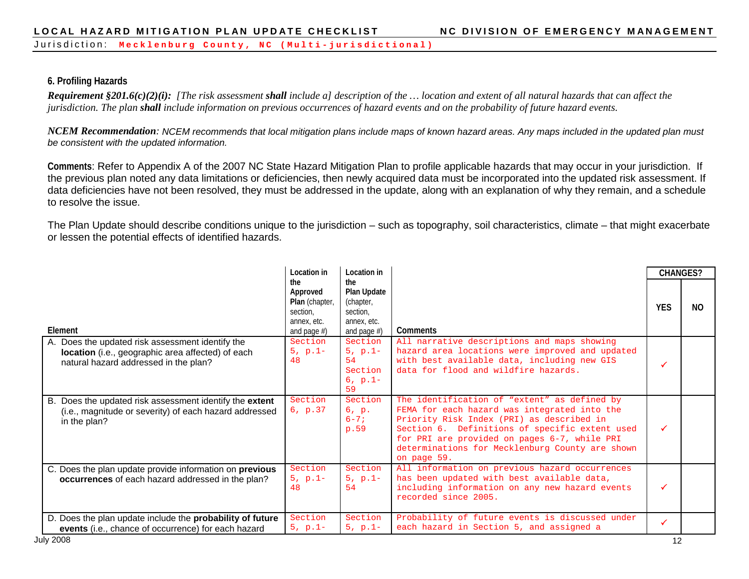## 6. Profiling Hazards

***Requirement §201.6(c)(2)(i):*** *[The risk assessment **shall** include a] description of the … location and extent of all natural hazards that can affect the jurisdiction. The plan **shall** include information on previous occurrences of hazard events and on the probability of future hazard events.*

***NCEM Recommendation****: NCEM recommends that local mitigation plans include maps of known hazard areas. Any maps included in the updated plan must be consistent with the updated information.*

**Comments**: Refer to Appendix A of the 2007 NC State Hazard Mitigation Plan to profile applicable hazards that may occur in your jurisdiction. If the previous plan noted any data limitations or deficiencies, then newly acquired data must be incorporated into the updated risk assessment. If data deficiencies have not been resolved, they must be addressed in the update, along with an explanation of why they remain, and a schedule to resolve the issue.

The Plan Update should describe conditions unique to the jurisdiction – such as topography, soil characteristics, climate – that might exacerbate or lessen the potential effects of identified hazards.

| Element | Location in the Approved Plan (chapter, section, annex, etc. and page #) | Location in the Plan Update (chapter, section, annex, etc. and page #) | Comments | CHANGES? | |
|---|---|---|---|---|---|
| | | | | YES | NO |
| A. Does the updated risk assessment identify the **location** (i.e., geographic area affected) of each natural hazard addressed in the plan? | Section 5, p.1-48 | Section 5, p.1-54 Section 6, p.1-59 | All narrative descriptions and maps showing hazard area locations were improved and updated with best available data, including new GIS data for flood and wildfire hazards. | ✓ | |
| B. Does the updated risk assessment identify the **extent** (i.e., magnitude or severity) of each hazard addressed in the plan? | Section 6, p.37 | Section 6, p. 6-7; p.59 | The identification of "extent" as defined by FEMA for each hazard was integrated into the Priority Risk Index (PRI) as described in Section 6. Definitions of specific extent used for PRI are provided on pages 6-7, while PRI determinations for Mecklenburg County are shown on page 59. | ✓ | |
| C. Does the plan update provide information on **previous occurrences** of each hazard addressed in the plan? | Section 5, p.1-48 | Section 5, p.1-54 | All information on previous hazard occurrences has been updated with best available data, including information on any new hazard events recorded since 2005. | ✓ | |
| D. Does the plan update include the **probability of future events** (i.e., chance of occurrence) for each hazard | Section 5, p.1- | Section 5, p.1- | Probability of future events is discussed under each hazard in Section 5, and assigned a | ✓ | |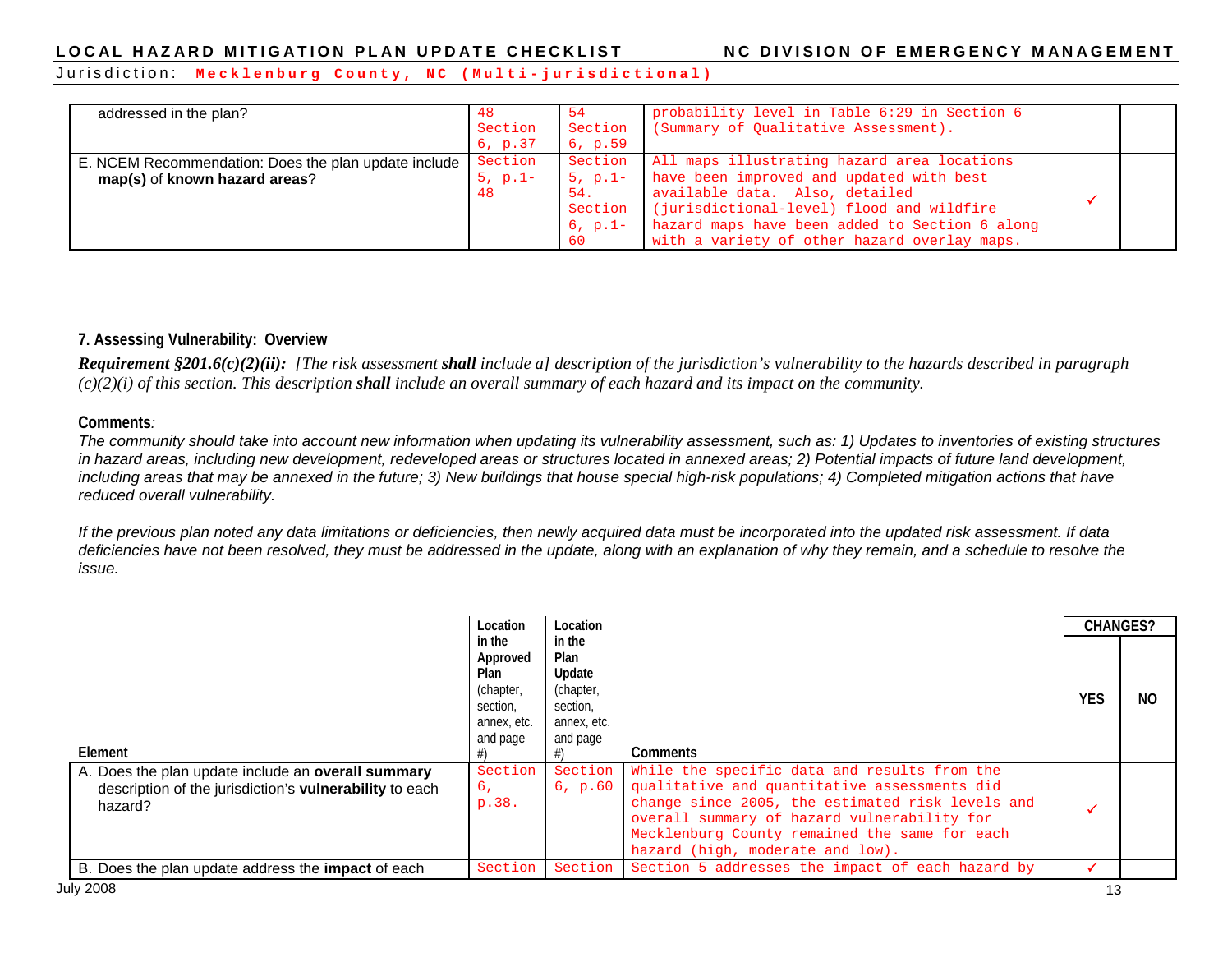| | | | | | |
|---|---|---|---|---|---|
| addressed in the plan? | 48 Section 6, p.37 | 54 Section 6, p.59 | probability level in Table 6:29 in Section 6 (Summary of Qualitative Assessment). | | |
| E. NCEM Recommendation: Does the plan update include **map(s)** of **known hazard areas**? | Section 5, p.1-48 | Section 5, p.1-54. Section 6, p.1-60 | All maps illustrating hazard area locations have been improved and updated with best available data. Also, detailed (jurisdictional-level) flood and wildfire hazard maps have been added to Section 6 along with a variety of other hazard overlay maps. | ✓ | |

### 7. Assessing Vulnerability: Overview

***Requirement §201.6(c)(2)(ii):*** *[The risk assessment **shall** include a] description of the jurisdiction's vulnerability to the hazards described in paragraph (c)(2)(i) of this section. This description **shall** include an overall summary of each hazard and its impact on the community.*

**Comments***:*

*The community should take into account new information when updating its vulnerability assessment, such as: 1) Updates to inventories of existing structures in hazard areas, including new development, redeveloped areas or structures located in annexed areas; 2) Potential impacts of future land development, including areas that may be annexed in the future; 3) New buildings that house special high-risk populations; 4) Completed mitigation actions that have reduced overall vulnerability.*

*If the previous plan noted any data limitations or deficiencies, then newly acquired data must be incorporated into the updated risk assessment. If data deficiencies have not been resolved, they must be addressed in the update, along with an explanation of why they remain, and a schedule to resolve the issue.*

| Element | Location in the Approved Plan (chapter, section, annex, etc. and page #) | Location in the Plan Update (chapter, section, annex, etc. and page #) | Comments | CHANGES? | |
|---|---|---|---|---|---|
| | | | | YES | NO |
| A. Does the plan update include an **overall summary** description of the jurisdiction's **vulnerability** to each hazard? | Section 6, p.38. | Section 6, p.60 | While the specific data and results from the qualitative and quantitative assessments did change since 2005, the estimated risk levels and overall summary of hazard vulnerability for Mecklenburg County remained the same for each hazard (high, moderate and low). | ✓ | |
| B. Does the plan update address the **impact** of each | Section | Section | Section 5 addresses the impact of each hazard by | ✓ | |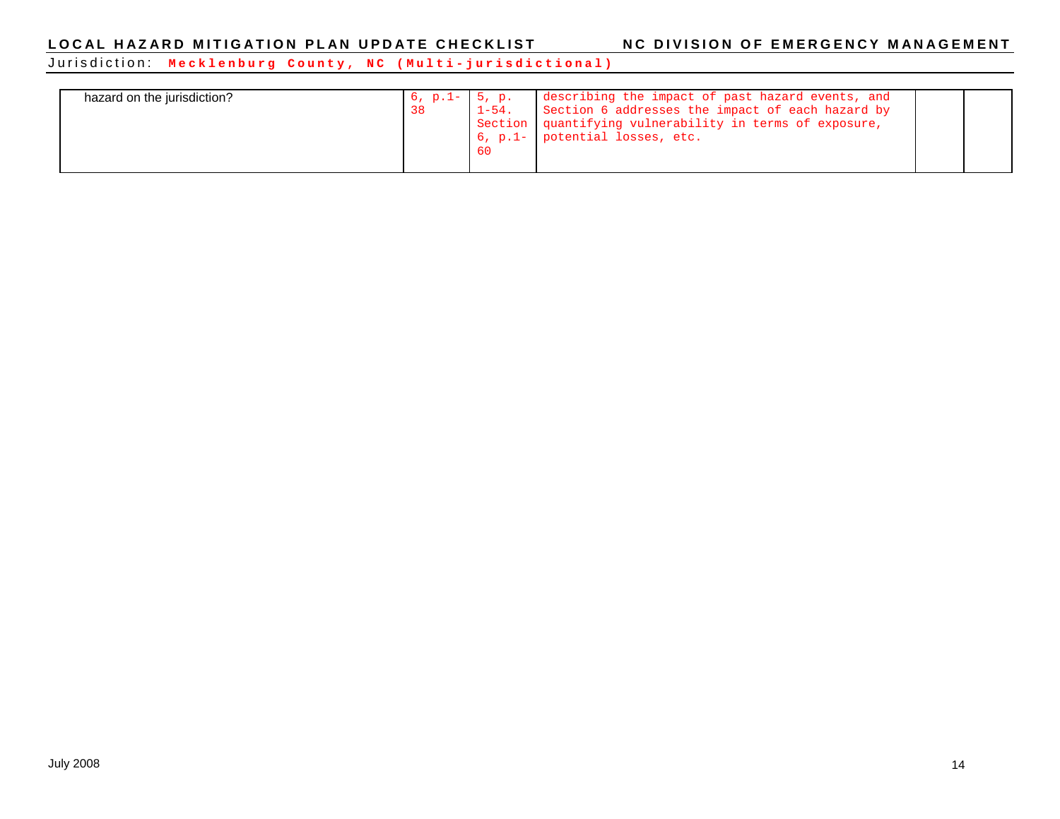| | | | | | |
|---|---|---|---|---|---|
| hazard on the jurisdiction? | 6, p.1-38 | 5, p. 1-54. Section 6, p.1-60 | describing the impact of past hazard events, and Section 6 addresses the impact of each hazard by quantifying vulnerability in terms of exposure, potential losses, etc. | | |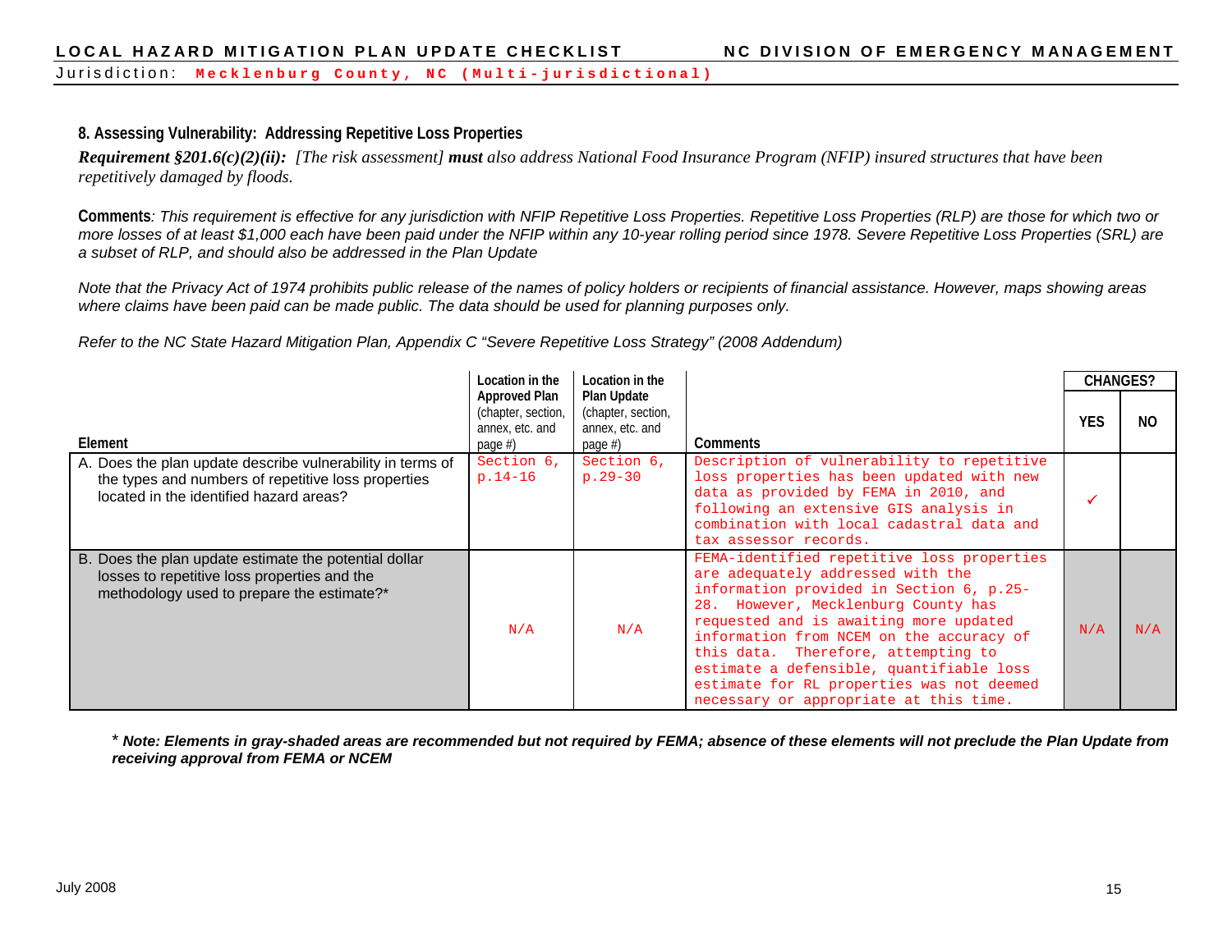Jurisdiction: **Mecklenburg County, NC (Multi-jurisdictional)**

## 8. Assessing Vulnerability: Addressing Repetitive Loss Properties

***Requirement §201.6(c)(2)(ii):*** *[The risk assessment]* ***must*** *also address National Food Insurance Program (NFIP) insured structures that have been repetitively damaged by floods.*

**Comments***: This requirement is effective for any jurisdiction with NFIP Repetitive Loss Properties. Repetitive Loss Properties (RLP) are those for which two or more losses of at least $1,000 each have been paid under the NFIP within any 10-year rolling period since 1978. Severe Repetitive Loss Properties (SRL) are a subset of RLP, and should also be addressed in the Plan Update*

*Note that the Privacy Act of 1974 prohibits public release of the names of policy holders or recipients of financial assistance. However, maps showing areas where claims have been paid can be made public. The data should be used for planning purposes only.*

*Refer to the NC State Hazard Mitigation Plan, Appendix C "Severe Repetitive Loss Strategy" (2008 Addendum)*

| Element | Location in the Approved Plan (chapter, section, annex, etc. and page #) | Location in the Plan Update (chapter, section, annex, etc. and page #) | Comments | CHANGES? YES | NO |
|---|---|---|---|---|---|
| A. Does the plan update describe vulnerability in terms of the types and numbers of repetitive loss properties located in the identified hazard areas? | Section 6, p.14-16 | Section 6, p.29-30 | Description of vulnerability to repetitive loss properties has been updated with new data as provided by FEMA in 2010, and following an extensive GIS analysis in combination with local cadastral data and tax assessor records. | ✓ | |
| B. Does the plan update estimate the potential dollar losses to repetitive loss properties and the methodology used to prepare the estimate?* | N/A | N/A | FEMA-identified repetitive loss properties are adequately addressed with the information provided in Section 6, p.25-28. However, Mecklenburg County has requested and is awaiting more updated information from NCEM on the accuracy of this data. Therefore, attempting to estimate a defensible, quantifiable loss estimate for RL properties was not deemed necessary or appropriate at this time. | N/A | N/A |

\* ***Note: Elements in gray-shaded areas are recommended but not required by FEMA; absence of these elements will not preclude the Plan Update from receiving approval from FEMA or NCEM***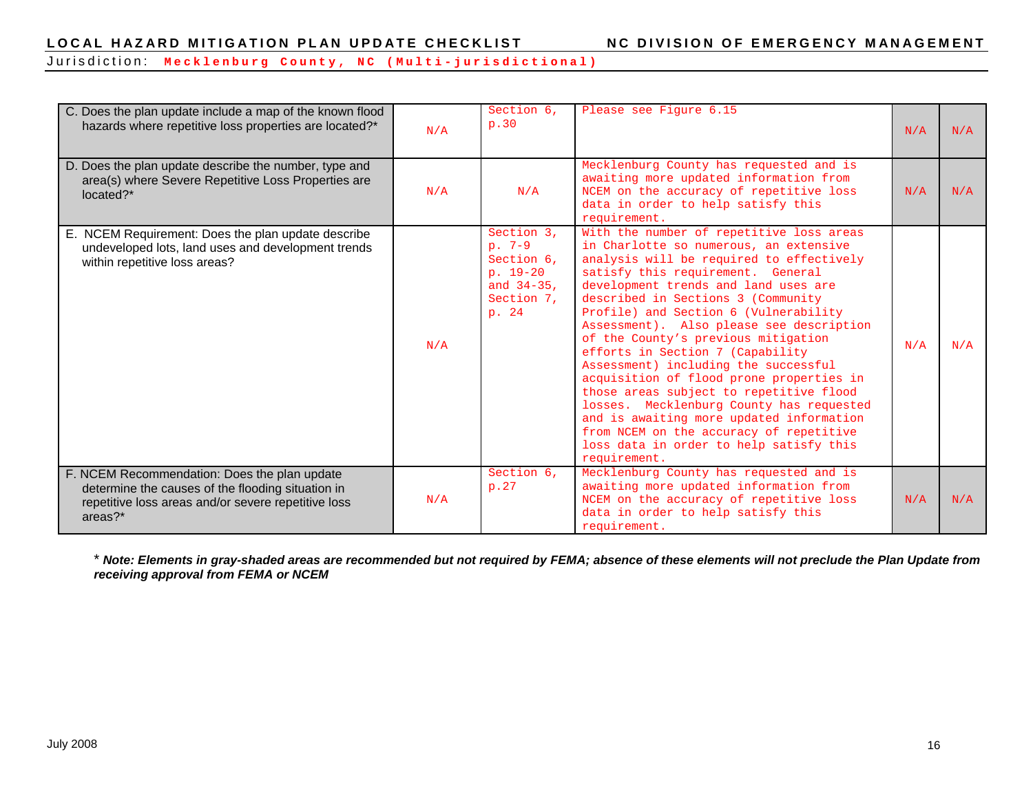| | | | | | |
|---|---|---|---|---|---|
| C. Does the plan update include a map of the known flood hazards where repetitive loss properties are located?* | N/A | Section 6, p.30 | Please see Figure 6.15 | N/A | N/A |
| D. Does the plan update describe the number, type and area(s) where Severe Repetitive Loss Properties are located?* | N/A | N/A | Mecklenburg County has requested and is awaiting more updated information from NCEM on the accuracy of repetitive loss data in order to help satisfy this requirement. | N/A | N/A |
| E. NCEM Requirement: Does the plan update describe undeveloped lots, land uses and development trends within repetitive loss areas? | N/A | Section 3, p. 7-9 Section 6, p. 19-20 and 34-35, Section 7, p. 24 | With the number of repetitive loss areas in Charlotte so numerous, an extensive analysis will be required to effectively satisfy this requirement. General development trends and land uses are described in Sections 3 (Community Profile) and Section 6 (Vulnerability Assessment). Also please see description of the County's previous mitigation efforts in Section 7 (Capability Assessment) including the successful acquisition of flood prone properties in those areas subject to repetitive flood losses. Mecklenburg County has requested and is awaiting more updated information from NCEM on the accuracy of repetitive loss data in order to help satisfy this requirement. | N/A | N/A |
| F. NCEM Recommendation: Does the plan update determine the causes of the flooding situation in repetitive loss areas and/or severe repetitive loss areas?* | N/A | Section 6, p.27 | Mecklenburg County has requested and is awaiting more updated information from NCEM on the accuracy of repetitive loss data in order to help satisfy this requirement. | N/A | N/A |

* ***Note: Elements in gray-shaded areas are recommended but not required by FEMA; absence of these elements will not preclude the Plan Update from receiving approval from FEMA or NCEM***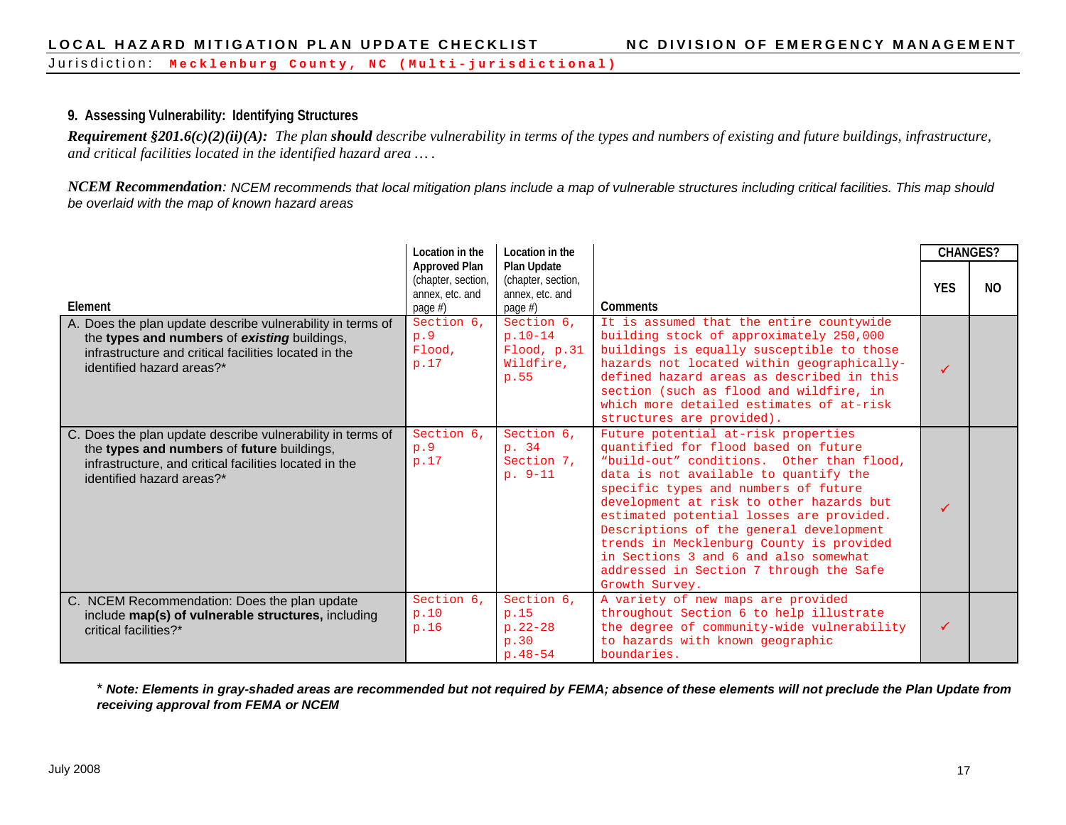Jurisdiction: **Mecklenburg County, NC (Multi-jurisdictional)**

### 9. Assessing Vulnerability: Identifying Structures

***Requirement §201.6(c)(2)(ii)(A):*** *The plan* ***should*** *describe vulnerability in terms of the types and numbers of existing and future buildings, infrastructure, and critical facilities located in the identified hazard area … .*

***NCEM Recommendation****: NCEM recommends that local mitigation plans include a map of vulnerable structures including critical facilities. This map should be overlaid with the map of known hazard areas*

| Element | Location in the Approved Plan (chapter, section, annex, etc. and page #) | Location in the Plan Update (chapter, section, annex, etc. and page #) | Comments | CHANGES? YES | CHANGES? NO |
|---|---|---|---|---|---|
| A. Does the plan update describe vulnerability in terms of the **types and numbers** of ***existing*** buildings, infrastructure and critical facilities located in the identified hazard areas?* | Section 6, p.9 Flood, p.17 | Section 6, p.10-14 Flood, p.31 Wildfire, p.55 | It is assumed that the entire countywide building stock of approximately 250,000 buildings is equally susceptible to those hazards not located within geographically-defined hazard areas as described in this section (such as flood and wildfire, in which more detailed estimates of at-risk structures are provided). | ✓ | |
| C. Does the plan update describe vulnerability in terms of the **types and numbers** of **future** buildings, infrastructure, and critical facilities located in the identified hazard areas?* | Section 6, p.9 p.17 | Section 6, p. 34 Section 7, p. 9-11 | Future potential at-risk properties quantified for flood based on future "build-out" conditions. Other than flood, data is not available to quantify the specific types and numbers of future development at risk to other hazards but estimated potential losses are provided. Descriptions of the general development trends in Mecklenburg County is provided in Sections 3 and 6 and also somewhat addressed in Section 7 through the Safe Growth Survey. | ✓ | |
| C. NCEM Recommendation: Does the plan update include **map(s) of vulnerable structures,** including critical facilities?* | Section 6, p.10 p.16 | Section 6, p.15 p.22-28 p.30 p.48-54 | A variety of new maps are provided throughout Section 6 to help illustrate the degree of community-wide vulnerability to hazards with known geographic boundaries. | ✓ | |

\* ***Note: Elements in gray-shaded areas are recommended but not required by FEMA; absence of these elements will not preclude the Plan Update from receiving approval from FEMA or NCEM***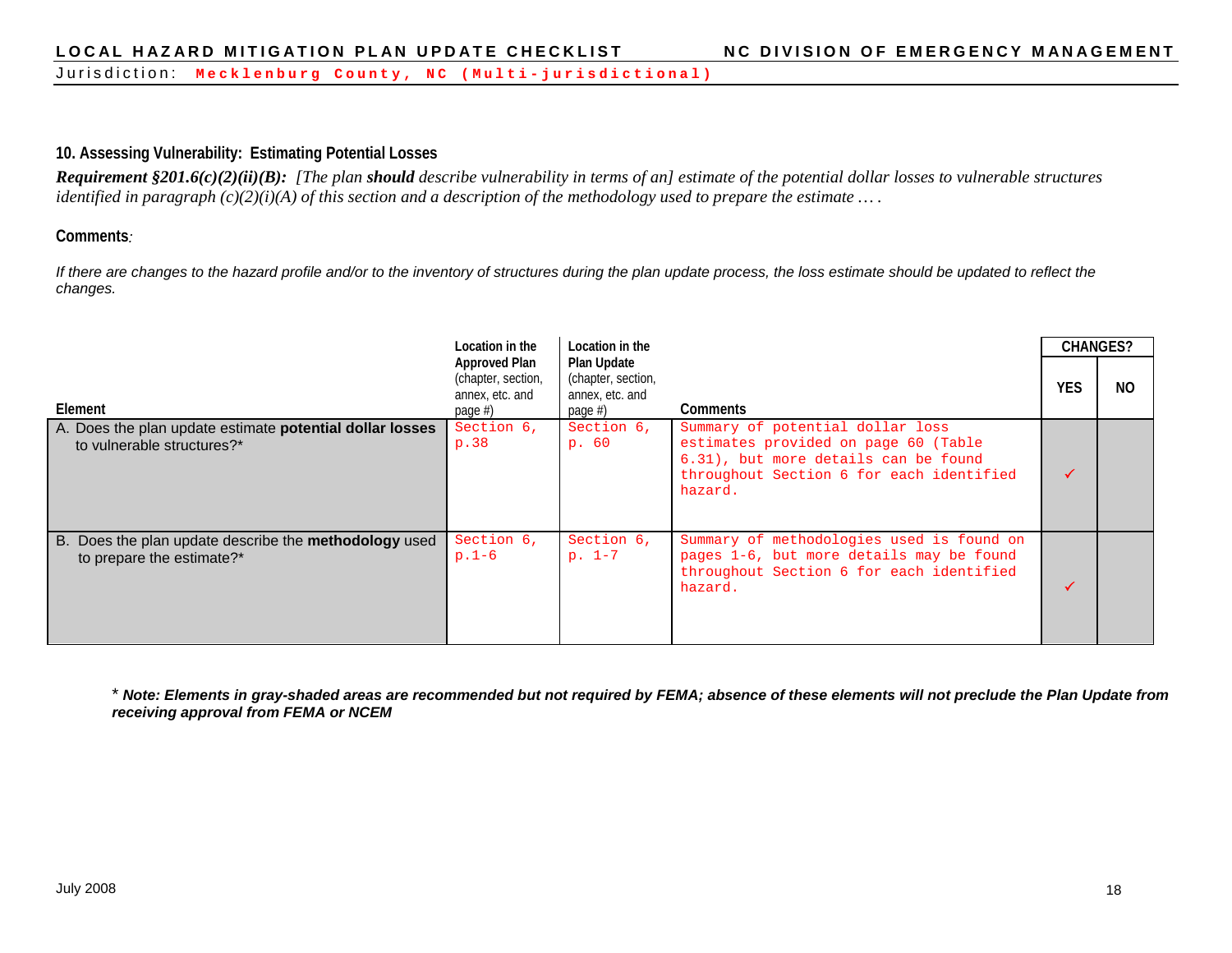LOCAL HAZARD MITIGATION PLAN UPDATE CHECKLIST — NC DIVISION OF EMERGENCY MANAGEMENT

Jurisdiction: **Mecklenburg County, NC (Multi-jurisdictional)**

### 10. Assessing Vulnerability: Estimating Potential Losses

***Requirement §201.6(c)(2)(ii)(B):*** *[The plan **should** describe vulnerability in terms of an] estimate of the potential dollar losses to vulnerable structures identified in paragraph (c)(2)(i)(A) of this section and a description of the methodology used to prepare the estimate … .*

**Comments***:*

*If there are changes to the hazard profile and/or to the inventory of structures during the plan update process, the loss estimate should be updated to reflect the changes.*

| Element | Location in the Approved Plan (chapter, section, annex, etc. and page #) | Location in the Plan Update (chapter, section, annex, etc. and page #) | Comments | CHANGES? | |
|---|---|---|---|---|---|
| | | | | YES | NO |
| A. Does the plan update estimate **potential dollar losses** to vulnerable structures?* | Section 6, p.38 | Section 6, p. 60 | Summary of potential dollar loss estimates provided on page 60 (Table 6.31), but more details can be found throughout Section 6 for each identified hazard. | ✓ | |
| B. Does the plan update describe the **methodology** used to prepare the estimate?* | Section 6, p.1-6 | Section 6, p. 1-7 | Summary of methodologies used is found on pages 1-6, but more details may be found throughout Section 6 for each identified hazard. | ✓ | |

\* ***Note: Elements in gray-shaded areas are recommended but not required by FEMA; absence of these elements will not preclude the Plan Update from receiving approval from FEMA or NCEM***

July 2008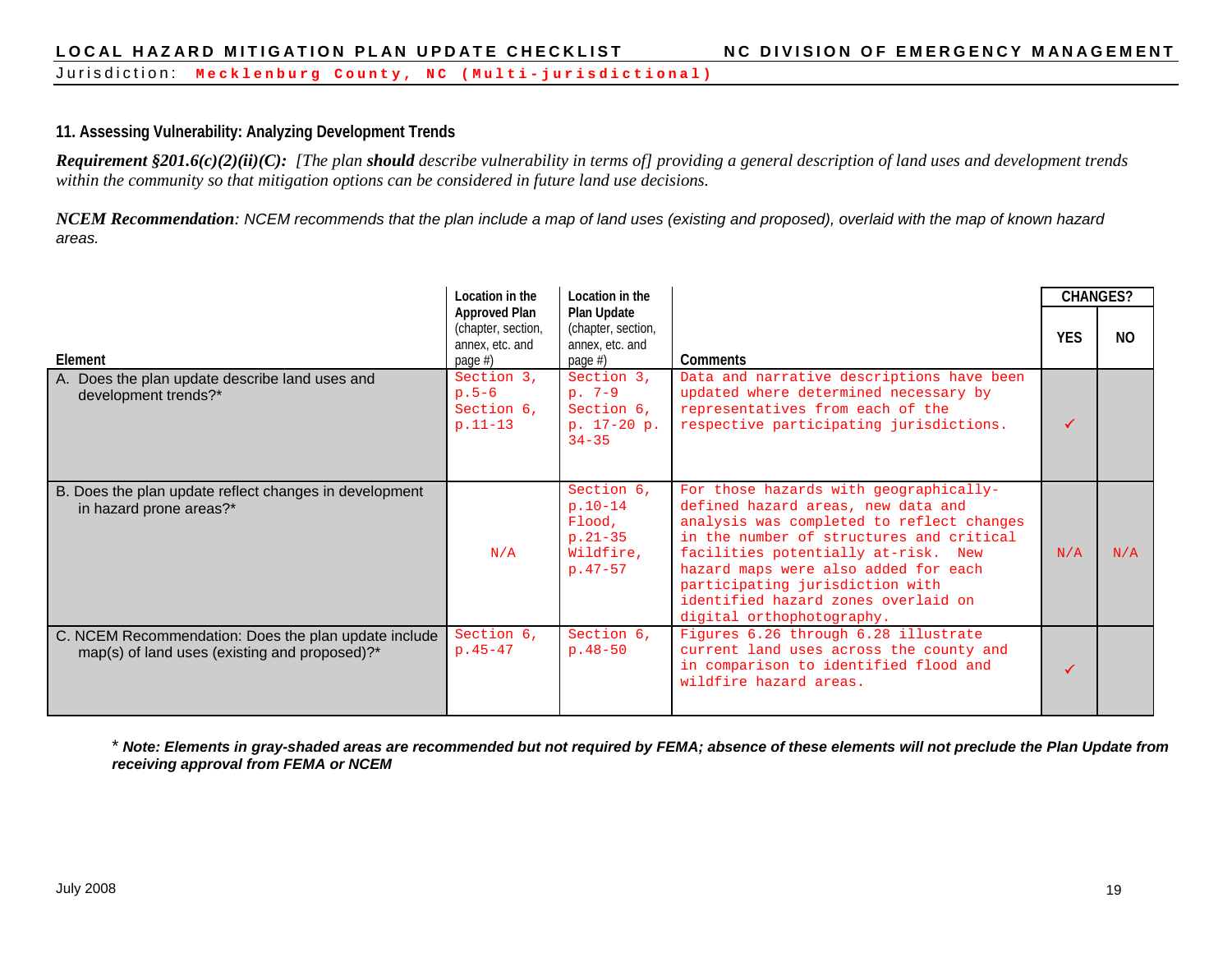Jurisdiction: **Mecklenburg County, NC (Multi-jurisdictional)**

### 11. Assessing Vulnerability: Analyzing Development Trends

***Requirement §201.6(c)(2)(ii)(C):*** *[The plan **should** describe vulnerability in terms of] providing a general description of land uses and development trends within the community so that mitigation options can be considered in future land use decisions.*

***NCEM Recommendation****: NCEM recommends that the plan include a map of land uses (existing and proposed), overlaid with the map of known hazard areas.*

| Element | Location in the Approved Plan (chapter, section, annex, etc. and page #) | Location in the Plan Update (chapter, section, annex, etc. and page #) | Comments | CHANGES? | |
|---|---|---|---|---|---|
| | | | | YES | NO |
| A. Does the plan update describe land uses and development trends?* | Section 3, p.5-6 Section 6, p.11-13 | Section 3, p. 7-9 Section 6, p. 17-20 p. 34-35 | Data and narrative descriptions have been updated where determined necessary by representatives from each of the respective participating jurisdictions. | ✓ | |
| B. Does the plan update reflect changes in development in hazard prone areas?* | N/A | Section 6, p.10-14 Flood, p.21-35 Wildfire, p.47-57 | For those hazards with geographically-defined hazard areas, new data and analysis was completed to reflect changes in the number of structures and critical facilities potentially at-risk. New hazard maps were also added for each participating jurisdiction with identified hazard zones overlaid on digital orthophotography. | N/A | N/A |
| C. NCEM Recommendation: Does the plan update include map(s) of land uses (existing and proposed)?* | Section 6, p.45-47 | Section 6, p.48-50 | Figures 6.26 through 6.28 illustrate current land uses across the county and in comparison to identified flood and wildfire hazard areas. | ✓ | |

\* ***Note: Elements in gray-shaded areas are recommended but not required by FEMA; absence of these elements will not preclude the Plan Update from receiving approval from FEMA or NCEM***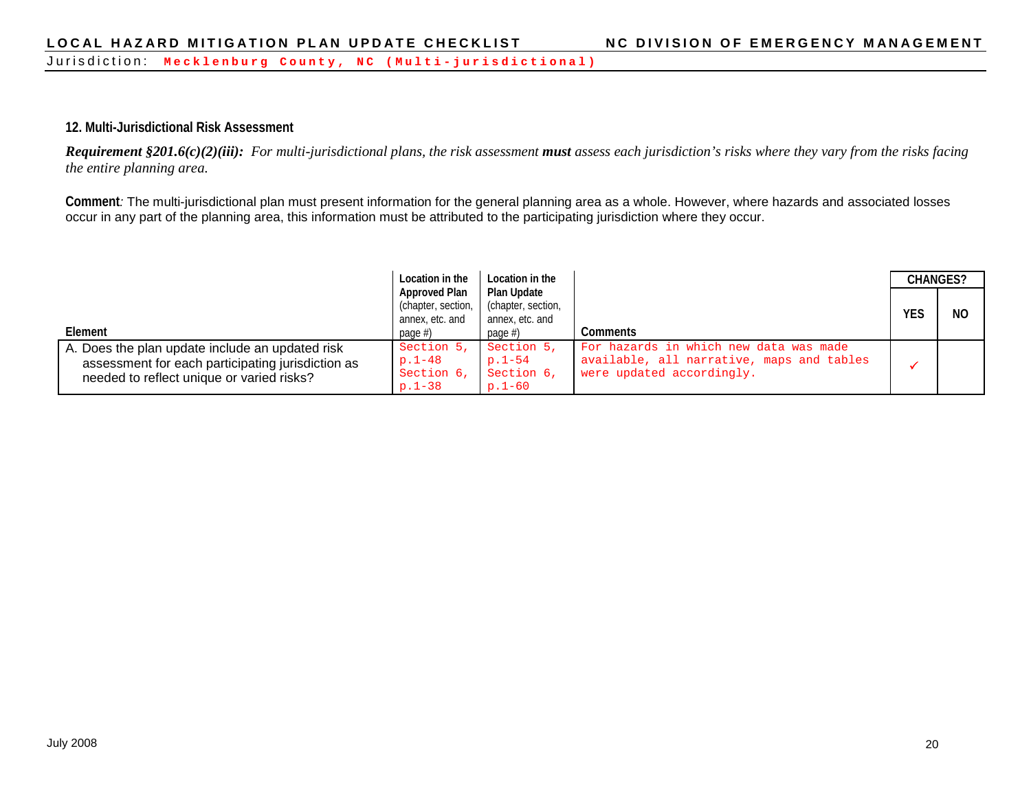## 12. Multi-Jurisdictional Risk Assessment

***Requirement §201.6(c)(2)(iii):*** *For multi-jurisdictional plans, the risk assessment **must** assess each jurisdiction's risks where they vary from the risks facing the entire planning area.*

**Comment***:* The multi-jurisdictional plan must present information for the general planning area as a whole. However, where hazards and associated losses occur in any part of the planning area, this information must be attributed to the participating jurisdiction where they occur.

| Element | **Location in the Approved Plan** (chapter, section, annex, etc. and page #) | **Location in the Plan Update** (chapter, section, annex, etc. and page #) | Comments | CHANGES? | |
|---|---|---|---|---|---|
| | | | | YES | NO |
| A. Does the plan update include an updated risk assessment for each participating jurisdiction as needed to reflect unique or varied risks? | Section 5, p.1-48 Section 6, p.1-38 | Section 5, p.1-54 Section 6, p.1-60 | For hazards in which new data was made available, all narrative, maps and tables were updated accordingly. | ✓ | |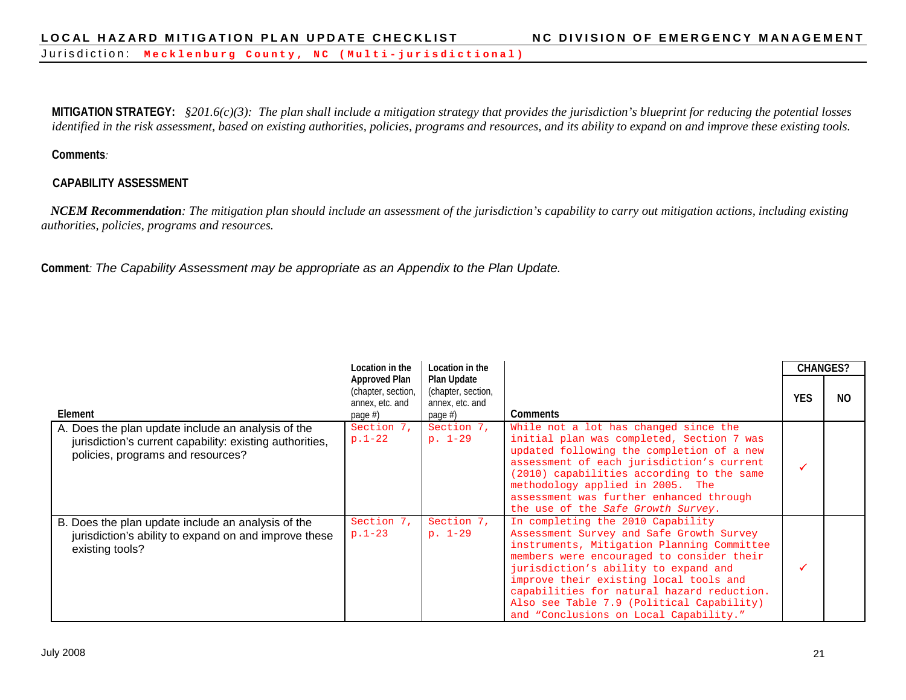**MITIGATION STRATEGY:** *§201.6(c)(3): The plan shall include a mitigation strategy that provides the jurisdiction's blueprint for reducing the potential losses identified in the risk assessment, based on existing authorities, policies, programs and resources, and its ability to expand on and improve these existing tools.*

**Comments***:*

**CAPABILITY ASSESSMENT**

***NCEM Recommendation****: The mitigation plan should include an assessment of the jurisdiction's capability to carry out mitigation actions, including existing authorities, policies, programs and resources.*

**Comment***: The Capability Assessment may be appropriate as an Appendix to the Plan Update.*

| Element | **Location in the Approved Plan** (chapter, section, annex, etc. and page #) | **Location in the Plan Update** (chapter, section, annex, etc. and page #) | Comments | CHANGES? | |
|---|---|---|---|---|---|
| | | | | YES | NO |
| A. Does the plan update include an analysis of the jurisdiction's current capability: existing authorities, policies, programs and resources? | Section 7, p.1-22 | Section 7, p. 1-29 | While not a lot has changed since the initial plan was completed, Section 7 was updated following the completion of a new assessment of each jurisdiction's current (2010) capabilities according to the same methodology applied in 2005. The assessment was further enhanced through the use of the *Safe Growth Survey*. | ✓ | |
| B. Does the plan update include an analysis of the jurisdiction's ability to expand on and improve these existing tools? | Section 7, p.1-23 | Section 7, p. 1-29 | In completing the 2010 Capability Assessment Survey and Safe Growth Survey instruments, Mitigation Planning Committee members were encouraged to consider their jurisdiction's ability to expand and improve their existing local tools and capabilities for natural hazard reduction. Also see Table 7.9 (Political Capability) and "Conclusions on Local Capability." | ✓ | |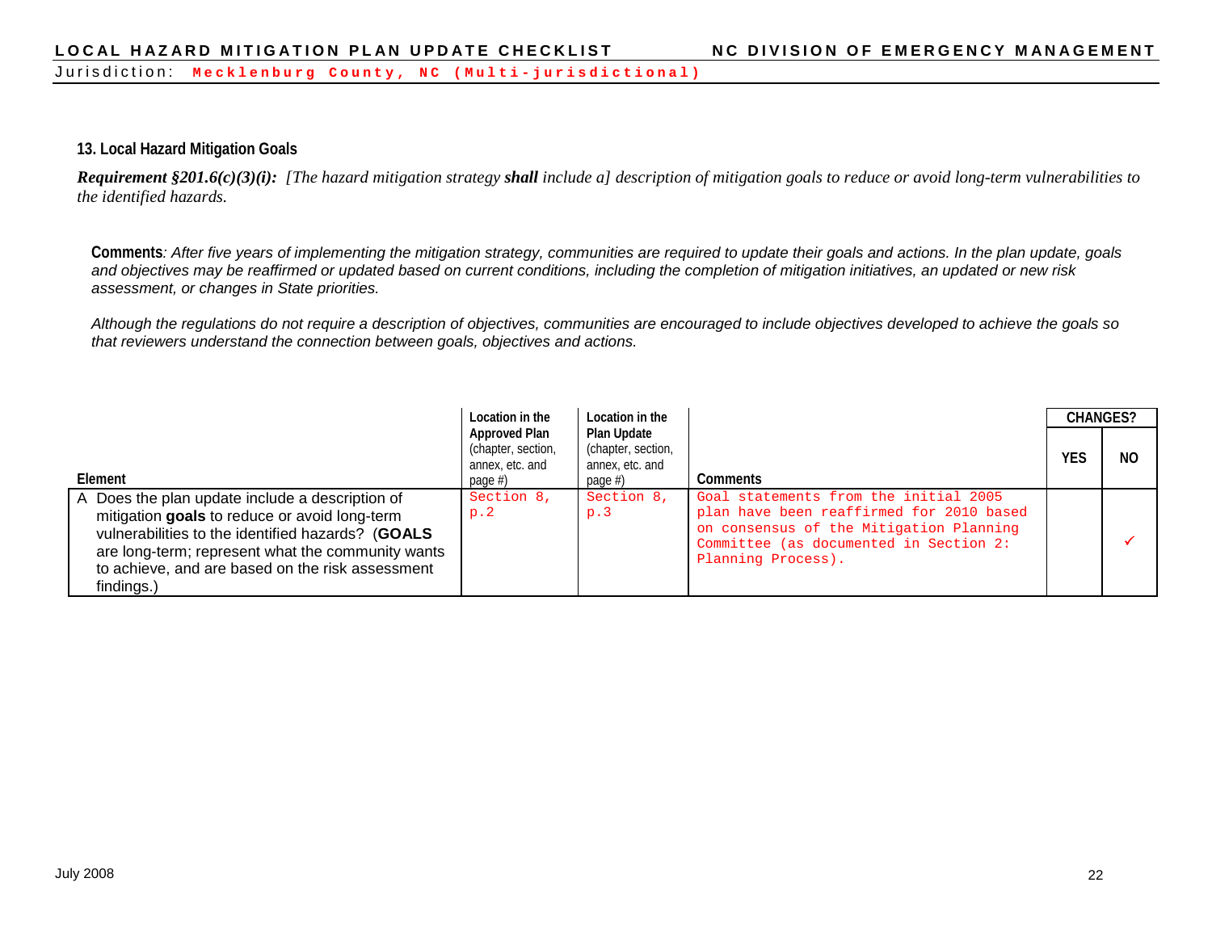Jurisdiction: **Mecklenburg County, NC (Multi-jurisdictional)**

### 13. Local Hazard Mitigation Goals

***Requirement §201.6(c)(3)(i):*** *[The hazard mitigation strategy **shall** include a] description of mitigation goals to reduce or avoid long-term vulnerabilities to the identified hazards.*

**Comments**: *After five years of implementing the mitigation strategy, communities are required to update their goals and actions. In the plan update, goals and objectives may be reaffirmed or updated based on current conditions, including the completion of mitigation initiatives, an updated or new risk assessment, or changes in State priorities.*

*Although the regulations do not require a description of objectives, communities are encouraged to include objectives developed to achieve the goals so that reviewers understand the connection between goals, objectives and actions.*

| Element | **Location in the Approved Plan** (chapter, section, annex, etc. and page #) | **Location in the Plan Update** (chapter, section, annex, etc. and page #) | Comments | CHANGES? | |
|---|---|---|---|---|---|
| | | | | YES | NO |
| A Does the plan update include a description of mitigation **goals** to reduce or avoid long-term vulnerabilities to the identified hazards? (**GOALS** are long-term; represent what the community wants to achieve, and are based on the risk assessment findings.) | Section 8, p.2 | Section 8, p.3 | Goal statements from the initial 2005 plan have been reaffirmed for 2010 based on consensus of the Mitigation Planning Committee (as documented in Section 2: Planning Process). | | ✓ |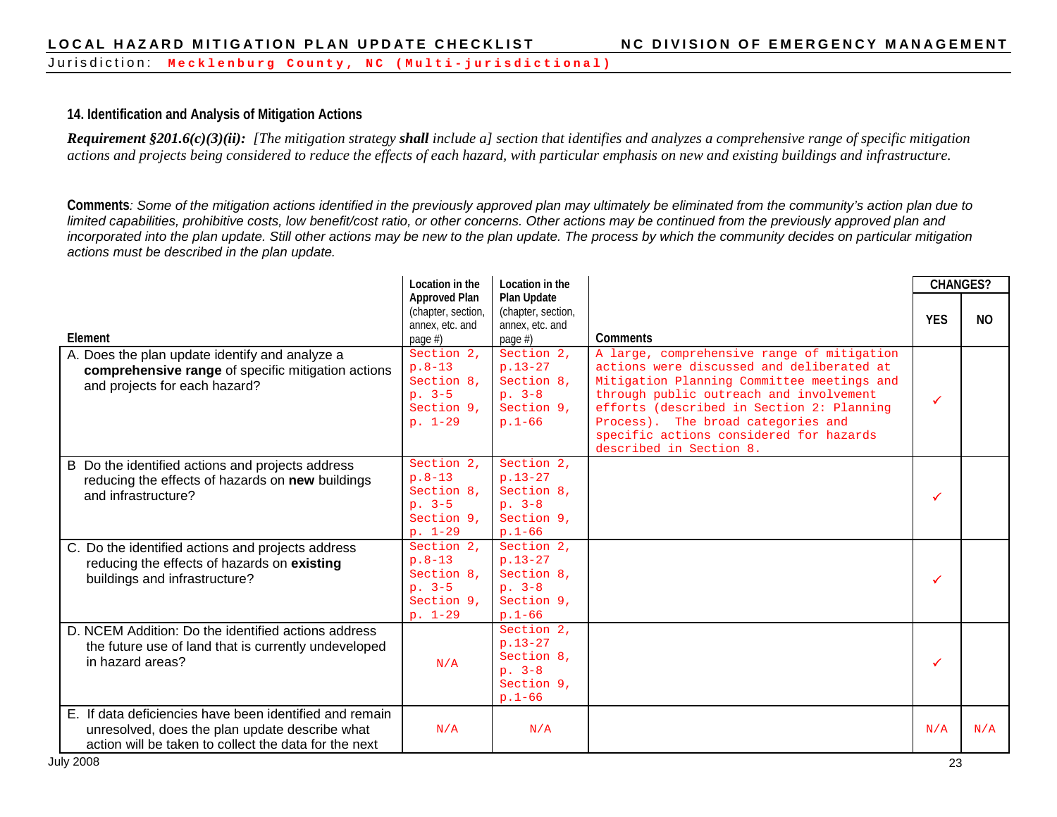**Jurisdiction: Mecklenburg County, NC (Multi-jurisdictional)**

### 14. Identification and Analysis of Mitigation Actions

***Requirement §201.6(c)(3)(ii):*** *[The mitigation strategy* ***shall*** *include a] section that identifies and analyzes a comprehensive range of specific mitigation actions and projects being considered to reduce the effects of each hazard, with particular emphasis on new and existing buildings and infrastructure.*

**Comments**: *Some of the mitigation actions identified in the previously approved plan may ultimately be eliminated from the community's action plan due to limited capabilities, prohibitive costs, low benefit/cost ratio, or other concerns. Other actions may be continued from the previously approved plan and incorporated into the plan update. Still other actions may be new to the plan update. The process by which the community decides on particular mitigation actions must be described in the plan update.*

| Element | Location in the Approved Plan (chapter, section, annex, etc. and page #) | Location in the Plan Update (chapter, section, annex, etc. and page #) | Comments | CHANGES? | |
|---|---|---|---|---|---|
| | | | | YES | NO |
| A. Does the plan update identify and analyze a **comprehensive range** of specific mitigation actions and projects for each hazard? | Section 2, p.8-13 Section 8, p. 3-5 Section 9, p. 1-29 | Section 2, p.13-27 Section 8, p. 3-8 Section 9, p.1-66 | A large, comprehensive range of mitigation actions were discussed and deliberated at Mitigation Planning Committee meetings and through public outreach and involvement efforts (described in Section 2: Planning Process). The broad categories and specific actions considered for hazards described in Section 8. | ✓ | |
| B Do the identified actions and projects address reducing the effects of hazards on **new** buildings and infrastructure? | Section 2, p.8-13 Section 8, p. 3-5 Section 9, p. 1-29 | Section 2, p.13-27 Section 8, p. 3-8 Section 9, p.1-66 | | ✓ | |
| C. Do the identified actions and projects address reducing the effects of hazards on **existing** buildings and infrastructure? | Section 2, p.8-13 Section 8, p. 3-5 Section 9, p. 1-29 | Section 2, p.13-27 Section 8, p. 3-8 Section 9, p.1-66 | | ✓ | |
| D. NCEM Addition: Do the identified actions address the future use of land that is currently undeveloped in hazard areas? | N/A | Section 2, p.13-27 Section 8, p. 3-8 Section 9, p.1-66 | | ✓ | |
| E. If data deficiencies have been identified and remain unresolved, does the plan update describe what action will be taken to collect the data for the next | N/A | N/A | | N/A | N/A |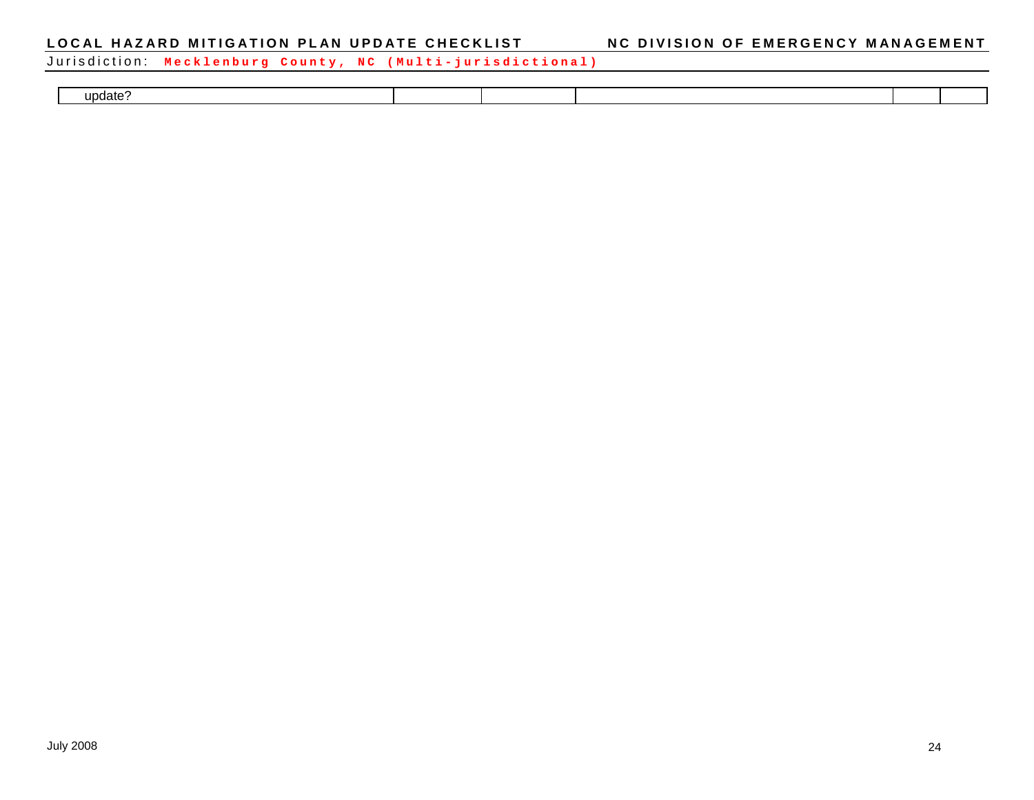| update? | | | | | |
|---|---|---|---|---|---|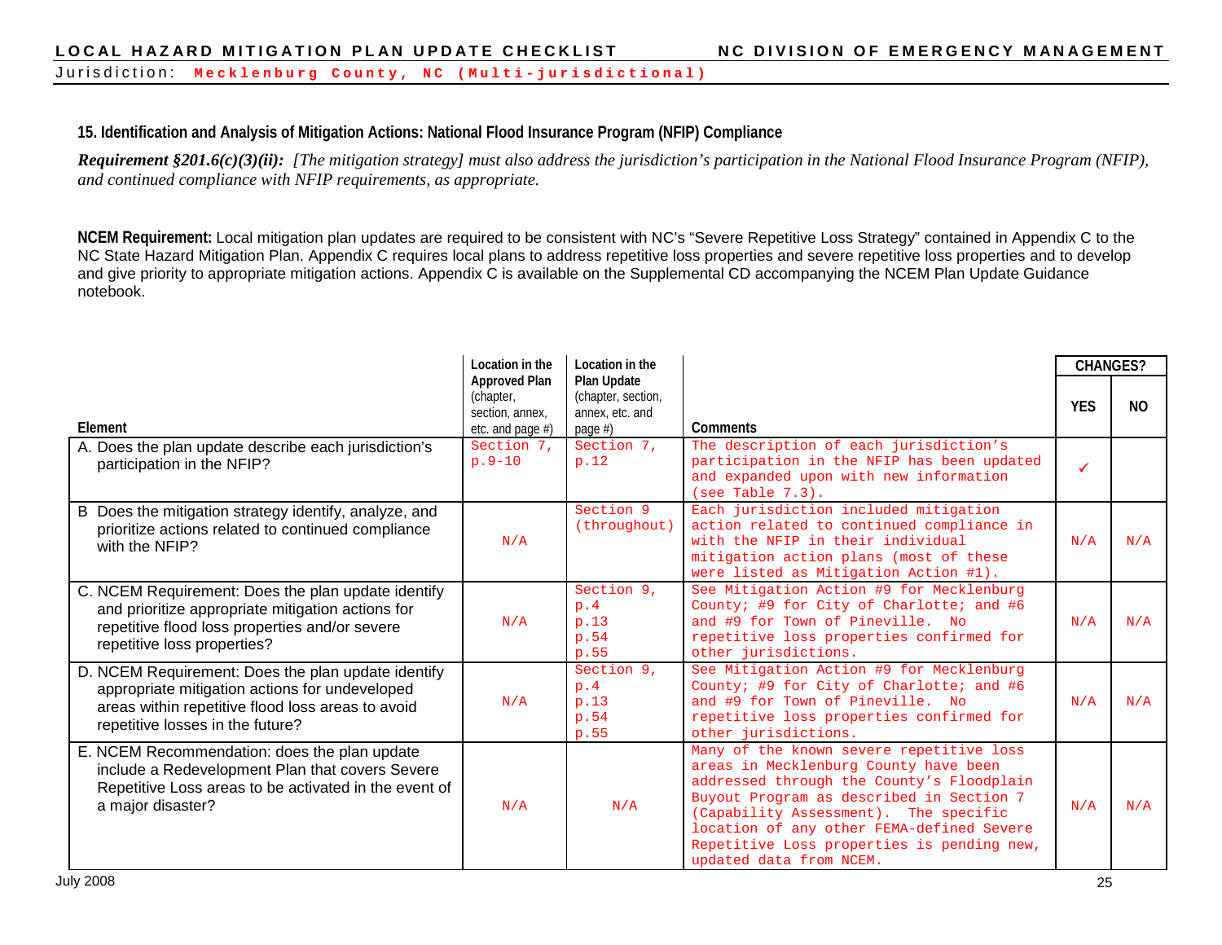### 15. Identification and Analysis of Mitigation Actions: National Flood Insurance Program (NFIP) Compliance

***Requirement §201.6(c)(3)(ii):*** *[The mitigation strategy] must also address the jurisdiction's participation in the National Flood Insurance Program (NFIP), and continued compliance with NFIP requirements, as appropriate.*

**NCEM Requirement:** Local mitigation plan updates are required to be consistent with NC's "Severe Repetitive Loss Strategy" contained in Appendix C to the NC State Hazard Mitigation Plan. Appendix C requires local plans to address repetitive loss properties and severe repetitive loss properties and to develop and give priority to appropriate mitigation actions. Appendix C is available on the Supplemental CD accompanying the NCEM Plan Update Guidance notebook.

| Element | Location in the Approved Plan (chapter, section, annex, etc. and page #) | Location in the Plan Update (chapter, section, annex, etc. and page #) | Comments | CHANGES? | |
|---|---|---|---|---|---|
| | | | | YES | NO |
| A. Does the plan update describe each jurisdiction's participation in the NFIP? | Section 7, p.9-10 | Section 7, p.12 | The description of each jurisdiction's participation in the NFIP has been updated and expanded upon with new information (see Table 7.3). | ✓ | |
| B Does the mitigation strategy identify, analyze, and prioritize actions related to continued compliance with the NFIP? | N/A | Section 9 (throughout) | Each jurisdiction included mitigation action related to continued compliance in with the NFIP in their individual mitigation action plans (most of these were listed as Mitigation Action #1). | N/A | N/A |
| C. NCEM Requirement: Does the plan update identify and prioritize appropriate mitigation actions for repetitive flood loss properties and/or severe repetitive loss properties? | N/A | Section 9, p.4 p.13 p.54 p.55 | See Mitigation Action #9 for Mecklenburg County; #9 for City of Charlotte; and #6 and #9 for Town of Pineville. No repetitive loss properties confirmed for other jurisdictions. | N/A | N/A |
| D. NCEM Requirement: Does the plan update identify appropriate mitigation actions for undeveloped areas within repetitive flood loss areas to avoid repetitive losses in the future? | N/A | Section 9, p.4 p.13 p.54 p.55 | See Mitigation Action #9 for Mecklenburg County; #9 for City of Charlotte; and #6 and #9 for Town of Pineville. No repetitive loss properties confirmed for other jurisdictions. | N/A | N/A |
| E. NCEM Recommendation: does the plan update include a Redevelopment Plan that covers Severe Repetitive Loss areas to be activated in the event of a major disaster? | N/A | N/A | Many of the known severe repetitive loss areas in Mecklenburg County have been addressed through the County's Floodplain Buyout Program as described in Section 7 (Capability Assessment). The specific location of any other FEMA-defined Severe Repetitive Loss properties is pending new, updated data from NCEM. | N/A | N/A |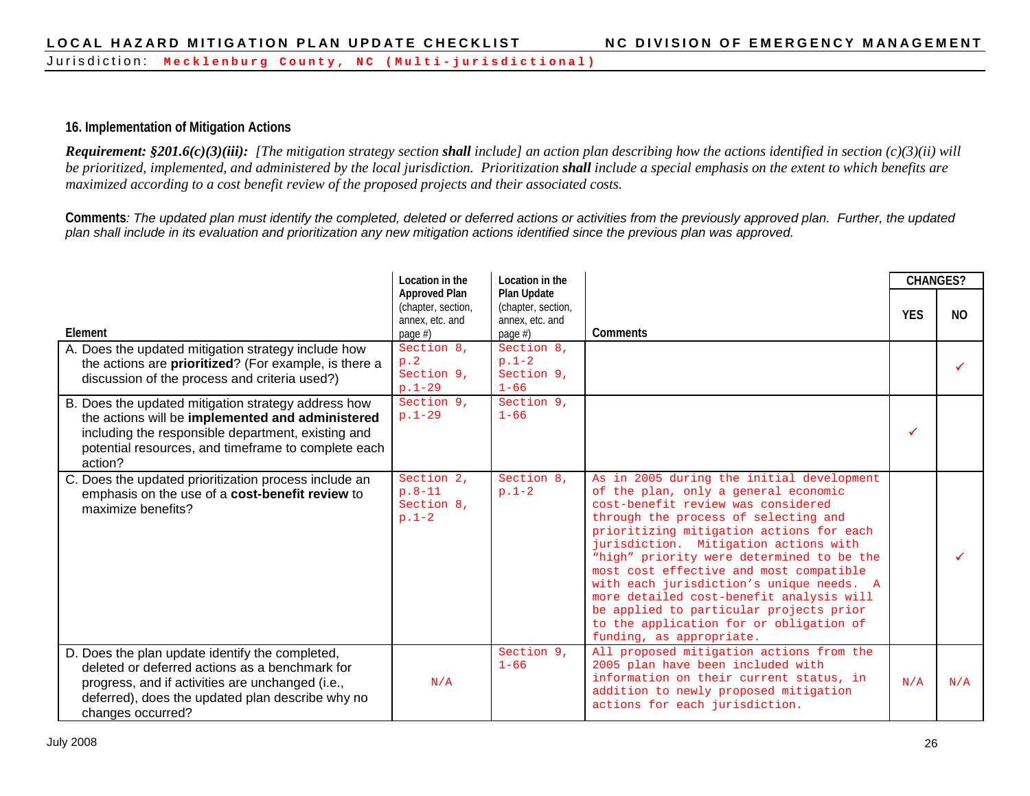**Jurisdiction: Mecklenburg County, NC (Multi-jurisdictional)**

### 16. Implementation of Mitigation Actions

***Requirement: §201.6(c)(3)(iii):*** *[The mitigation strategy section **shall** include] an action plan describing how the actions identified in section (c)(3)(ii) will be prioritized, implemented, and administered by the local jurisdiction. Prioritization **shall** include a special emphasis on the extent to which benefits are maximized according to a cost benefit review of the proposed projects and their associated costs.*

**Comments**: *The updated plan must identify the completed, deleted or deferred actions or activities from the previously approved plan. Further, the updated plan shall include in its evaluation and prioritization any new mitigation actions identified since the previous plan was approved.*

| Element | Location in the Approved Plan (chapter, section, annex, etc. and page #) | Location in the Plan Update (chapter, section, annex, etc. and page #) | Comments | CHANGES? | |
|---|---|---|---|---|---|
| | | | | YES | NO |
| A. Does the updated mitigation strategy include how the actions are **prioritized**? (For example, is there a discussion of the process and criteria used?) | Section 8, p.2 Section 9, p.1-29 | Section 8, p.1-2 Section 9, 1-66 | | | ✓ |
| B. Does the updated mitigation strategy address how the actions will be **implemented and administered** including the responsible department, existing and potential resources, and timeframe to complete each action? | Section 9, p.1-29 | Section 9, 1-66 | | ✓ | |
| C. Does the updated prioritization process include an emphasis on the use of a **cost-benefit review** to maximize benefits? | Section 2, p.8-11 Section 8, p.1-2 | Section 8, p.1-2 | As in 2005 during the initial development of the plan, only a general economic cost-benefit review was considered through the process of selecting and prioritizing mitigation actions for each jurisdiction. Mitigation actions with "high" priority were determined to be the most cost effective and most compatible with each jurisdiction's unique needs. A more detailed cost-benefit analysis will be applied to particular projects prior to the application for or obligation of funding, as appropriate. | | ✓ |
| D. Does the plan update identify the completed, deleted or deferred actions as a benchmark for progress, and if activities are unchanged (i.e., deferred), does the updated plan describe why no changes occurred? | N/A | Section 9, 1-66 | All proposed mitigation actions from the 2005 plan have been included with information on their current status, in addition to newly proposed mitigation actions for each jurisdiction. | N/A | N/A |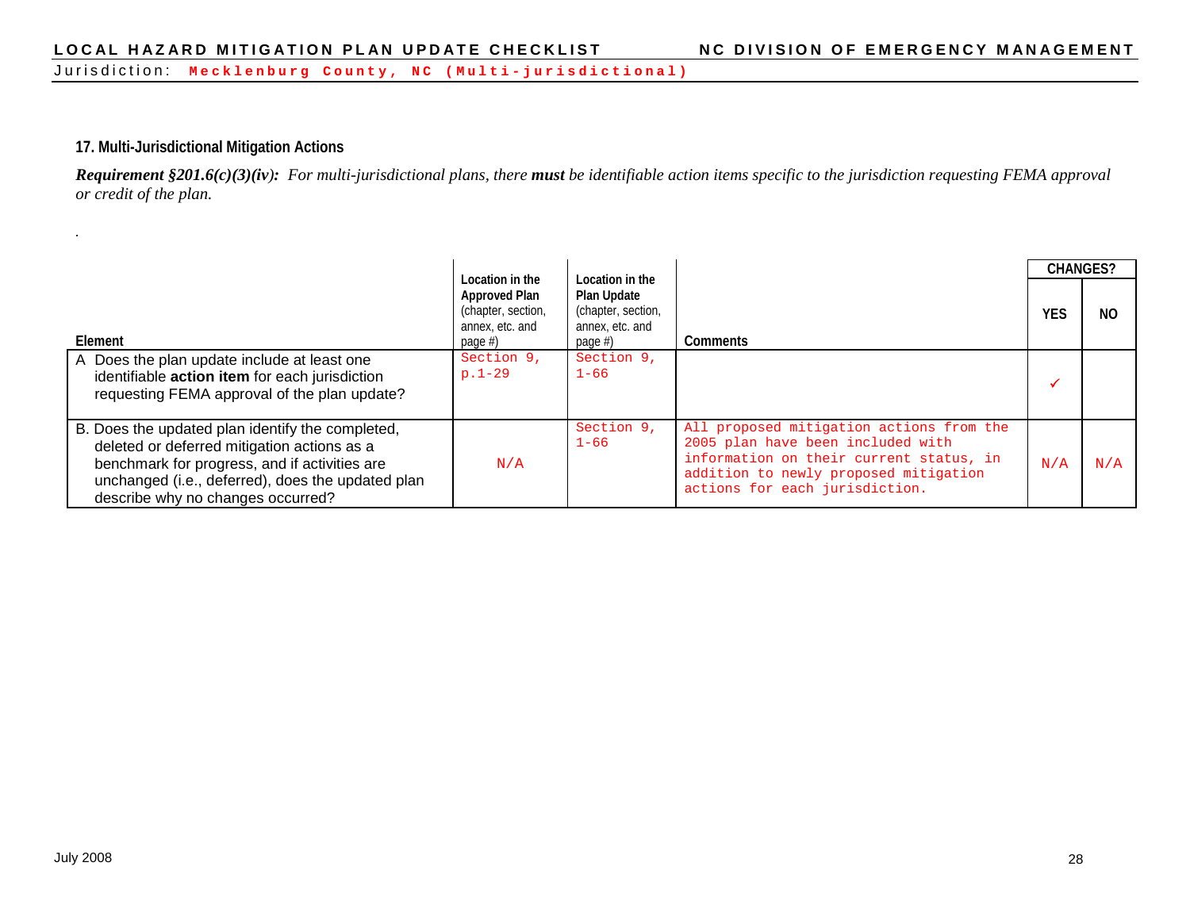Jurisdiction: **Mecklenburg County, NC (Multi-jurisdictional)**

### 17. Multi-Jurisdictional Mitigation Actions

***Requirement §201.6(c)(3)(iv):*** *For multi-jurisdictional plans, there* ***must*** *be identifiable action items specific to the jurisdiction requesting FEMA approval or credit of the plan.*

.

| Element | Location in the Approved Plan (chapter, section, annex, etc. and page #) | Location in the Plan Update (chapter, section, annex, etc. and page #) | Comments | CHANGES? | |
|---|---|---|---|---|---|
| | | | | YES | NO |
| A Does the plan update include at least one identifiable **action item** for each jurisdiction requesting FEMA approval of the plan update? | Section 9, p.1-29 | Section 9, 1-66 | | ✓ | |
| B. Does the updated plan identify the completed, deleted or deferred mitigation actions as a benchmark for progress, and if activities are unchanged (i.e., deferred), does the updated plan describe why no changes occurred? | N/A | Section 9, 1-66 | All proposed mitigation actions from the 2005 plan have been included with information on their current status, in addition to newly proposed mitigation actions for each jurisdiction. | N/A | N/A |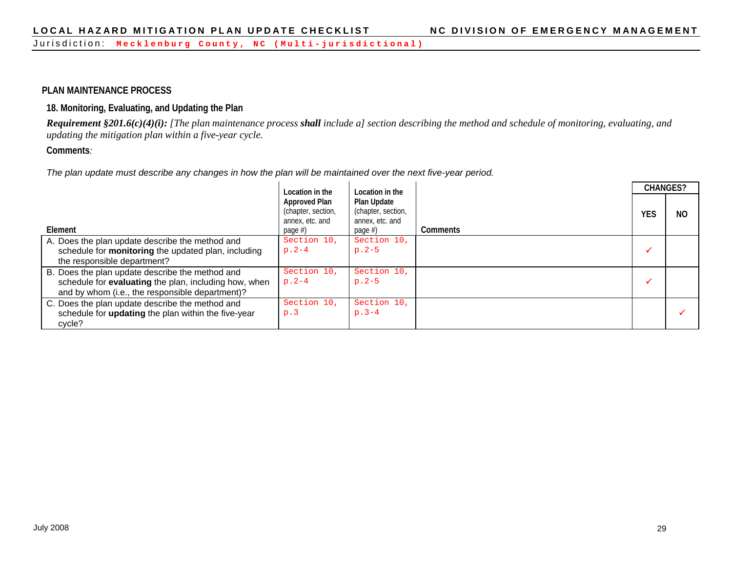Jurisdiction: **Mecklenburg County, NC (Multi-jurisdictional)**

## PLAN MAINTENANCE PROCESS

### 18. Monitoring, Evaluating, and Updating the Plan

***Requirement §201.6(c)(4)(i):*** *[The plan maintenance process* ***shall*** *include a] section describing the method and schedule of monitoring, evaluating, and updating the mitigation plan within a five-year cycle.*

**Comments***:*

*The plan update must describe any changes in how the plan will be maintained over the next five-year period.*

| Element | Location in the Approved Plan (chapter, section, annex, etc. and page #) | Location in the Plan Update (chapter, section, annex, etc. and page #) | Comments | CHANGES? | |
|---|---|---|---|---|---|
| | | | | YES | NO |
| A. Does the plan update describe the method and schedule for **monitoring** the updated plan, including the responsible department? | Section 10, p.2-4 | Section 10, p.2-5 | | ✓ | |
| B. Does the plan update describe the method and schedule for **evaluating** the plan, including how, when and by whom (i.e., the responsible department)? | Section 10, p.2-4 | Section 10, p.2-5 | | ✓ | |
| C. Does the plan update describe the method and schedule for **updating** the plan within the five-year cycle? | Section 10, p.3 | Section 10, p.3-4 | | | ✓ |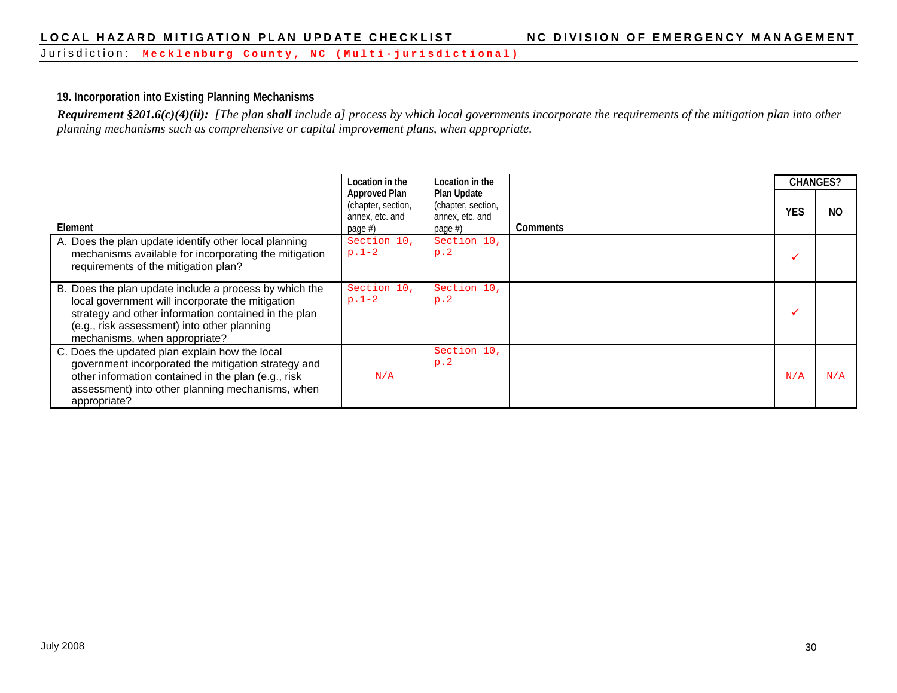LOCAL HAZARD MITIGATION PLAN UPDATE CHECKLIST — NC DIVISION OF EMERGENCY MANAGEMENT

Jurisdiction: **Mecklenburg County, NC (Multi-jurisdictional)**

### 19. Incorporation into Existing Planning Mechanisms

***Requirement §201.6(c)(4)(ii):*** *[The plan* ***shall*** *include a] process by which local governments incorporate the requirements of the mitigation plan into other planning mechanisms such as comprehensive or capital improvement plans, when appropriate.*

| Element | Location in the Approved Plan (chapter, section, annex, etc. and page #) | Location in the Plan Update (chapter, section, annex, etc. and page #) | Comments | CHANGES? | |
|---|---|---|---|---|---|
| | | | | YES | NO |
| A. Does the plan update identify other local planning mechanisms available for incorporating the mitigation requirements of the mitigation plan? | Section 10, p.1-2 | Section 10, p.2 | | ✓ | |
| B. Does the plan update include a process by which the local government will incorporate the mitigation strategy and other information contained in the plan (e.g., risk assessment) into other planning mechanisms, when appropriate? | Section 10, p.1-2 | Section 10, p.2 | | ✓ | |
| C. Does the updated plan explain how the local government incorporated the mitigation strategy and other information contained in the plan (e.g., risk assessment) into other planning mechanisms, when appropriate? | N/A | Section 10, p.2 | | N/A | N/A |

July 2008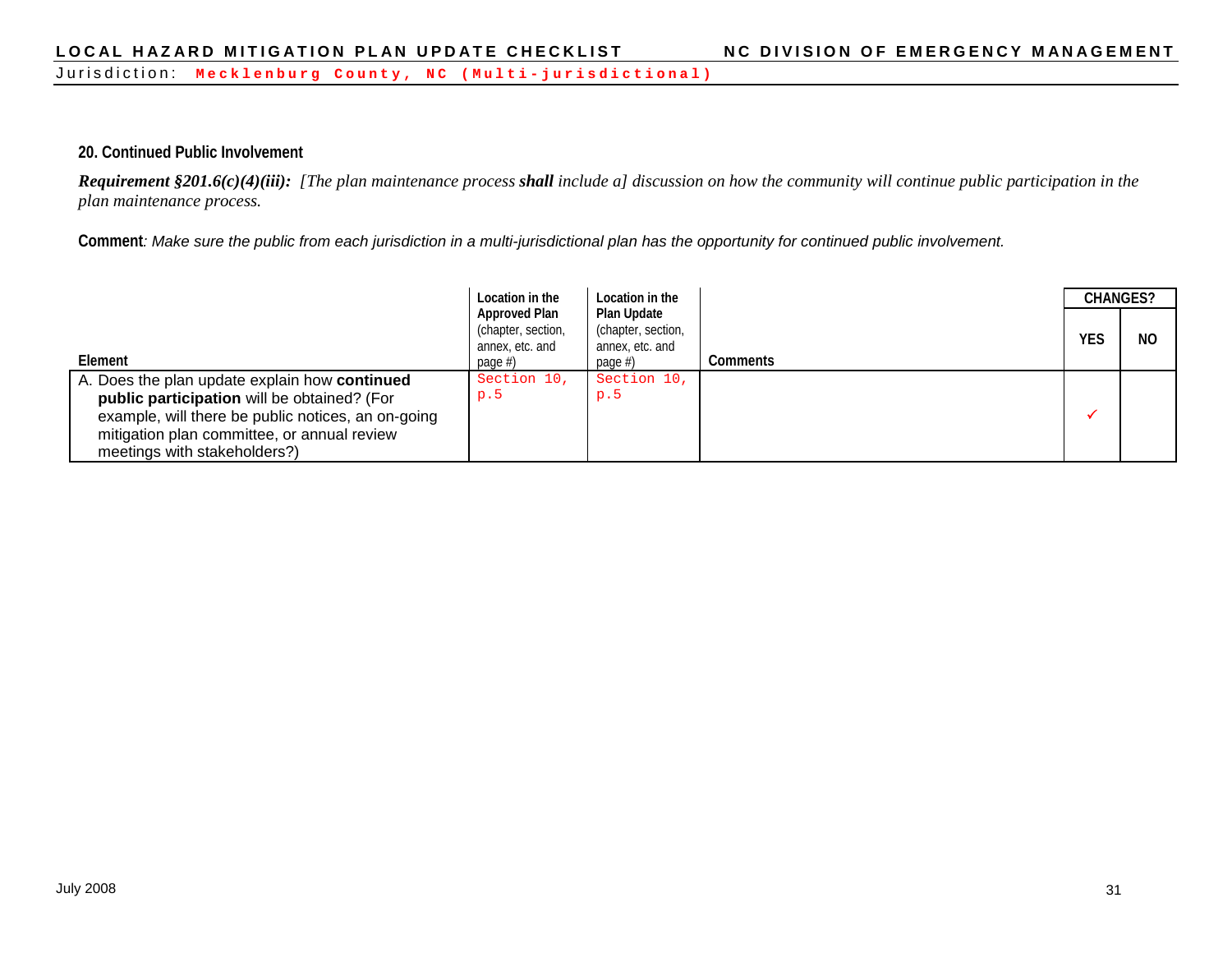Jurisdiction: **Mecklenburg County, NC (Multi-jurisdictional)**

### 20. Continued Public Involvement

***Requirement §201.6(c)(4)(iii):*** *[The plan maintenance process* ***shall*** *include a] discussion on how the community will continue public participation in the plan maintenance process.*

**Comment***: Make sure the public from each jurisdiction in a multi-jurisdictional plan has the opportunity for continued public involvement.*

| Element | Location in the Approved Plan (chapter, section, annex, etc. and page #) | Location in the Plan Update (chapter, section, annex, etc. and page #) | Comments | CHANGES? | |
|---|---|---|---|---|---|
| | | | | YES | NO |
| A. Does the plan update explain how **continued public participation** will be obtained? (For example, will there be public notices, an on-going mitigation plan committee, or annual review meetings with stakeholders?) | Section 10, p.5 | Section 10, p.5 | | ✓ | |

July 2008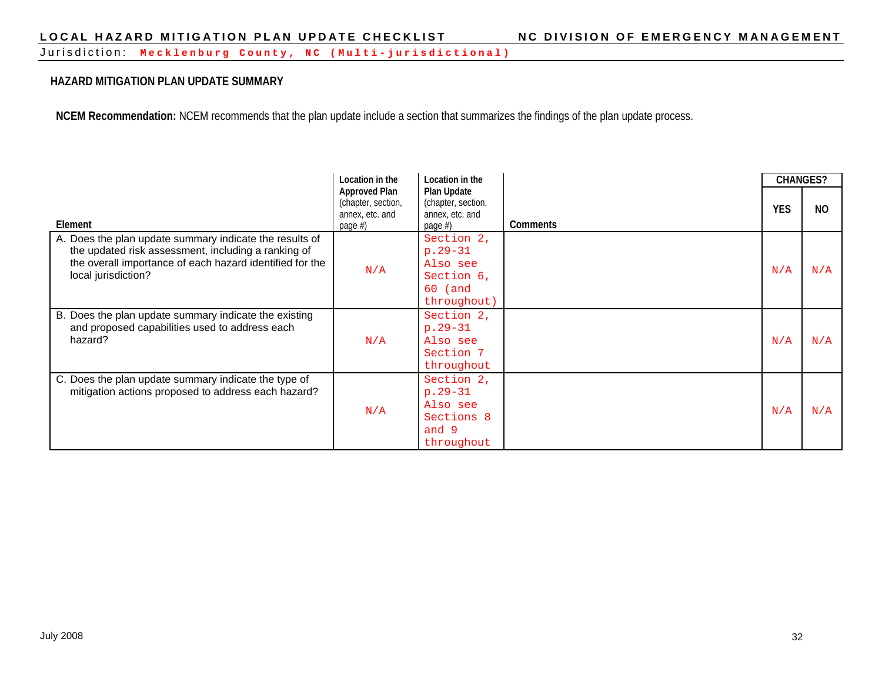Jurisdiction: **Mecklenburg County, NC (Multi-jurisdictional)**

## HAZARD MITIGATION PLAN UPDATE SUMMARY

**NCEM Recommendation:** NCEM recommends that the plan update include a section that summarizes the findings of the plan update process.

| Element | Location in the Approved Plan (chapter, section, annex, etc. and page #) | Location in the Plan Update (chapter, section, annex, etc. and page #) | Comments | CHANGES? | |
|---|---|---|---|---|---|
| | | | | YES | NO |
| A. Does the plan update summary indicate the results of the updated risk assessment, including a ranking of the overall importance of each hazard identified for the local jurisdiction? | N/A | Section 2, p.29-31 Also see Section 6, 60 (and throughout) | | N/A | N/A |
| B. Does the plan update summary indicate the existing and proposed capabilities used to address each hazard? | N/A | Section 2, p.29-31 Also see Section 7 throughout | | N/A | N/A |
| C. Does the plan update summary indicate the type of mitigation actions proposed to address each hazard? | N/A | Section 2, p.29-31 Also see Sections 8 and 9 throughout | | N/A | N/A |